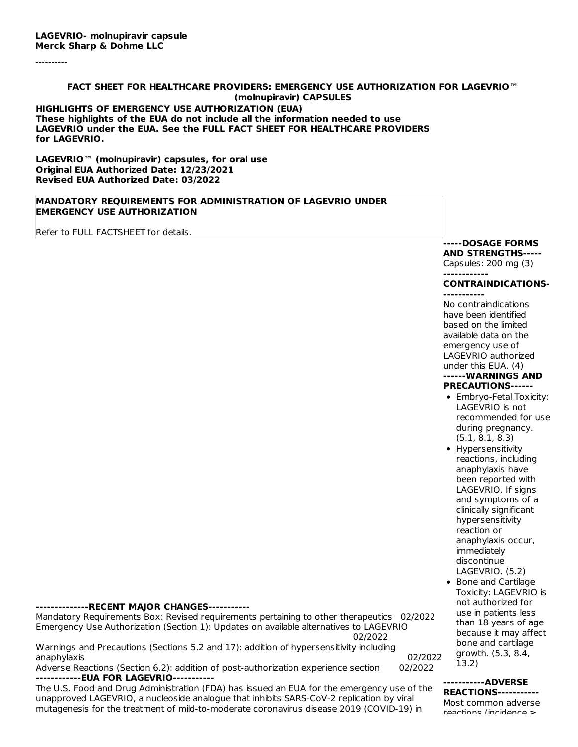**LAGEVRIO- molnupiravir capsule**
**Merck Sharp & Dohme LLC**

----------

**FACT SHEET FOR HEALTHCARE PROVIDERS: EMERGENCY USE AUTHORIZATION FOR LAGEVRIO™ (molnupiravir) CAPSULES**

**HIGHLIGHTS OF EMERGENCY USE AUTHORIZATION (EUA)**
**These highlights of the EUA do not include all the information needed to use LAGEVRIO under the EUA. See the FULL FACT SHEET FOR HEALTHCARE PROVIDERS for LAGEVRIO.**

**LAGEVRIO™ (molnupiravir) capsules, for oral use**
**Original EUA Authorized Date: 12/23/2021**
**Revised EUA Authorized Date: 03/2022**

**MANDATORY REQUIREMENTS FOR ADMINISTRATION OF LAGEVRIO UNDER EMERGENCY USE AUTHORIZATION**

Refer to FULL FACTSHEET for details.

**--------------RECENT MAJOR CHANGES-----------**

Mandatory Requirements Box: Revised requirements pertaining to other therapeutics 02/2022
Emergency Use Authorization (Section 1): Updates on available alternatives to LAGEVRIO 02/2022
Warnings and Precautions (Sections 5.2 and 17): addition of hypersensitivity including anaphylaxis 02/2022
Adverse Reactions (Section 6.2): addition of post-authorization experience section 02/2022

**------------EUA FOR LAGEVRIO-----------**

The U.S. Food and Drug Administration (FDA) has issued an EUA for the emergency use of the unapproved LAGEVRIO, a nucleoside analogue that inhibits SARS-CoV-2 replication by viral mutagenesis for the treatment of mild-to-moderate coronavirus disease 2019 (COVID-19) in

**-----DOSAGE FORMS AND STRENGTHS-----**

Capsules: 200 mg (3)

**------------CONTRAINDICATIONS-----------**

No contraindications have been identified based on the limited available data on the emergency use of LAGEVRIO authorized under this EUA. (4)

**------WARNINGS AND PRECAUTIONS------**

- Embryo-Fetal Toxicity: LAGEVRIO is not recommended for use during pregnancy. (5.1, 8.1, 8.3)
- Hypersensitivity reactions, including anaphylaxis have been reported with LAGEVRIO. If signs and symptoms of a clinically significant hypersensitivity reaction or anaphylaxis occur, immediately discontinue LAGEVRIO. (5.2)
- Bone and Cartilage Toxicity: LAGEVRIO is not authorized for use in patients less than 18 years of age because it may affect bone and cartilage growth. (5.3, 8.4, 13.2)

**-----------ADVERSE REACTIONS-----------**

Most common adverse reactions (incidence ≥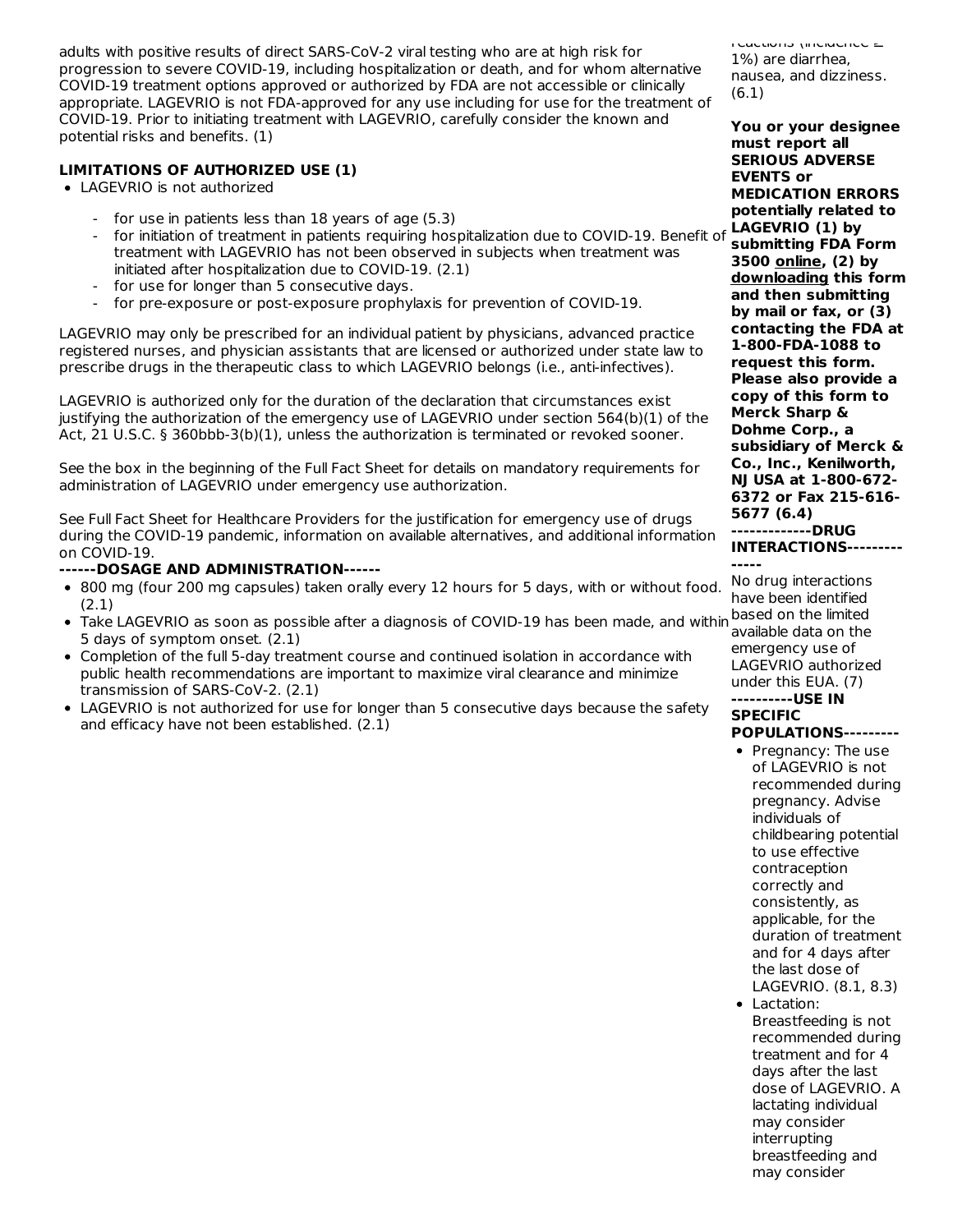adults with positive results of direct SARS-CoV-2 viral testing who are at high risk for progression to severe COVID-19, including hospitalization or death, and for whom alternative COVID-19 treatment options approved or authorized by FDA are not accessible or clinically appropriate. LAGEVRIO is not FDA-approved for any use including for use for the treatment of COVID-19. Prior to initiating treatment with LAGEVRIO, carefully consider the known and potential risks and benefits. (1)

**LIMITATIONS OF AUTHORIZED USE (1)**

- LAGEVRIO is not authorized
    - for use in patients less than 18 years of age (5.3)
    - for initiation of treatment in patients requiring hospitalization due to COVID-19. Benefit of treatment with LAGEVRIO has not been observed in subjects when treatment was initiated after hospitalization due to COVID-19. (2.1)
    - for use for longer than 5 consecutive days.
    - for pre-exposure or post-exposure prophylaxis for prevention of COVID-19.

LAGEVRIO may only be prescribed for an individual patient by physicians, advanced practice registered nurses, and physician assistants that are licensed or authorized under state law to prescribe drugs in the therapeutic class to which LAGEVRIO belongs (i.e., anti-infectives).

LAGEVRIO is authorized only for the duration of the declaration that circumstances exist justifying the authorization of the emergency use of LAGEVRIO under section 564(b)(1) of the Act, 21 U.S.C. § 360bbb-3(b)(1), unless the authorization is terminated or revoked sooner.

See the box in the beginning of the Full Fact Sheet for details on mandatory requirements for administration of LAGEVRIO under emergency use authorization.

See Full Fact Sheet for Healthcare Providers for the justification for emergency use of drugs during the COVID-19 pandemic, information on available alternatives, and additional information on COVID-19.

**------DOSAGE AND ADMINISTRATION------**

- 800 mg (four 200 mg capsules) taken orally every 12 hours for 5 days, with or without food. (2.1)
- Take LAGEVRIO as soon as possible after a diagnosis of COVID-19 has been made, and within 5 days of symptom onset. (2.1)
- Completion of the full 5-day treatment course and continued isolation in accordance with public health recommendations are important to maximize viral clearance and minimize transmission of SARS-CoV-2. (2.1)
- LAGEVRIO is not authorized for use for longer than 5 consecutive days because the safety and efficacy have not been established. (2.1)

reactions (incidence ≥ 1%) are diarrhea, nausea, and dizziness. (6.1)

**You or your designee must report all SERIOUS ADVERSE EVENTS or MEDICATION ERRORS potentially related to LAGEVRIO (1) by submitting FDA Form 3500 online, (2) by downloading this form and then submitting by mail or fax, or (3) contacting the FDA at 1-800-FDA-1088 to request this form. Please also provide a copy of this form to Merck Sharp & Dohme Corp., a subsidiary of Merck & Co., Inc., Kenilworth, NJ USA at 1-800-672-6372 or Fax 215-616-5677 (6.4)**

**------------DRUG INTERACTIONS--------------**

No drug interactions have been identified based on the limited available data on the emergency use of LAGEVRIO authorized under this EUA. (7)

**----------USE IN SPECIFIC POPULATIONS---------**

- Pregnancy: The use of LAGEVRIO is not recommended during pregnancy. Advise individuals of childbearing potential to use effective contraception correctly and consistently, as applicable, for the duration of treatment and for 4 days after the last dose of LAGEVRIO. (8.1, 8.3)
- Lactation: Breastfeeding is not recommended during treatment and for 4 days after the last dose of LAGEVRIO. A lactating individual may consider interrupting breastfeeding and may consider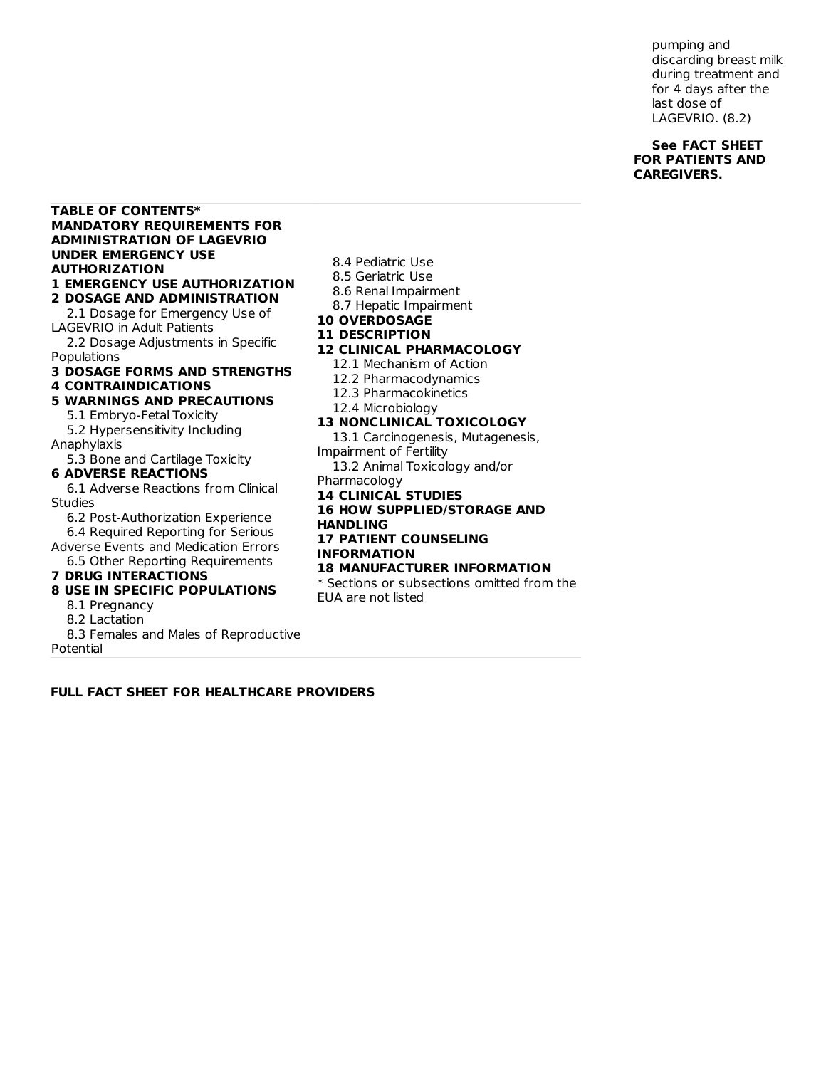pumping and discarding breast milk during treatment and for 4 days after the last dose of LAGEVRIO. (8.2)

**See FACT SHEET FOR PATIENTS AND CAREGIVERS.**

**TABLE OF CONTENTS***

**MANDATORY REQUIREMENTS FOR ADMINISTRATION OF LAGEVRIO UNDER EMERGENCY USE AUTHORIZATION**

**1 EMERGENCY USE AUTHORIZATION**

**2 DOSAGE AND ADMINISTRATION**

- 2.1 Dosage for Emergency Use of LAGEVRIO in Adult Patients
- 2.2 Dosage Adjustments in Specific Populations

**3 DOSAGE FORMS AND STRENGTHS**

**4 CONTRAINDICATIONS**

**5 WARNINGS AND PRECAUTIONS**

- 5.1 Embryo-Fetal Toxicity
- 5.2 Hypersensitivity Including Anaphylaxis
- 5.3 Bone and Cartilage Toxicity

**6 ADVERSE REACTIONS**

- 6.1 Adverse Reactions from Clinical Studies
- 6.2 Post-Authorization Experience
- 6.4 Required Reporting for Serious Adverse Events and Medication Errors
- 6.5 Other Reporting Requirements

**7 DRUG INTERACTIONS**

**8 USE IN SPECIFIC POPULATIONS**

- 8.1 Pregnancy
- 8.2 Lactation
- 8.3 Females and Males of Reproductive Potential
- 8.4 Pediatric Use
- 8.5 Geriatric Use
- 8.6 Renal Impairment
- 8.7 Hepatic Impairment

**10 OVERDOSAGE**

**11 DESCRIPTION**

**12 CLINICAL PHARMACOLOGY**

- 12.1 Mechanism of Action
- 12.2 Pharmacodynamics
- 12.3 Pharmacokinetics
- 12.4 Microbiology

**13 NONCLINICAL TOXICOLOGY**

- 13.1 Carcinogenesis, Mutagenesis, Impairment of Fertility
- 13.2 Animal Toxicology and/or Pharmacology

**14 CLINICAL STUDIES**

**16 HOW SUPPLIED/STORAGE AND HANDLING**

**17 PATIENT COUNSELING INFORMATION**

**18 MANUFACTURER INFORMATION**

\* Sections or subsections omitted from the EUA are not listed

**FULL FACT SHEET FOR HEALTHCARE PROVIDERS**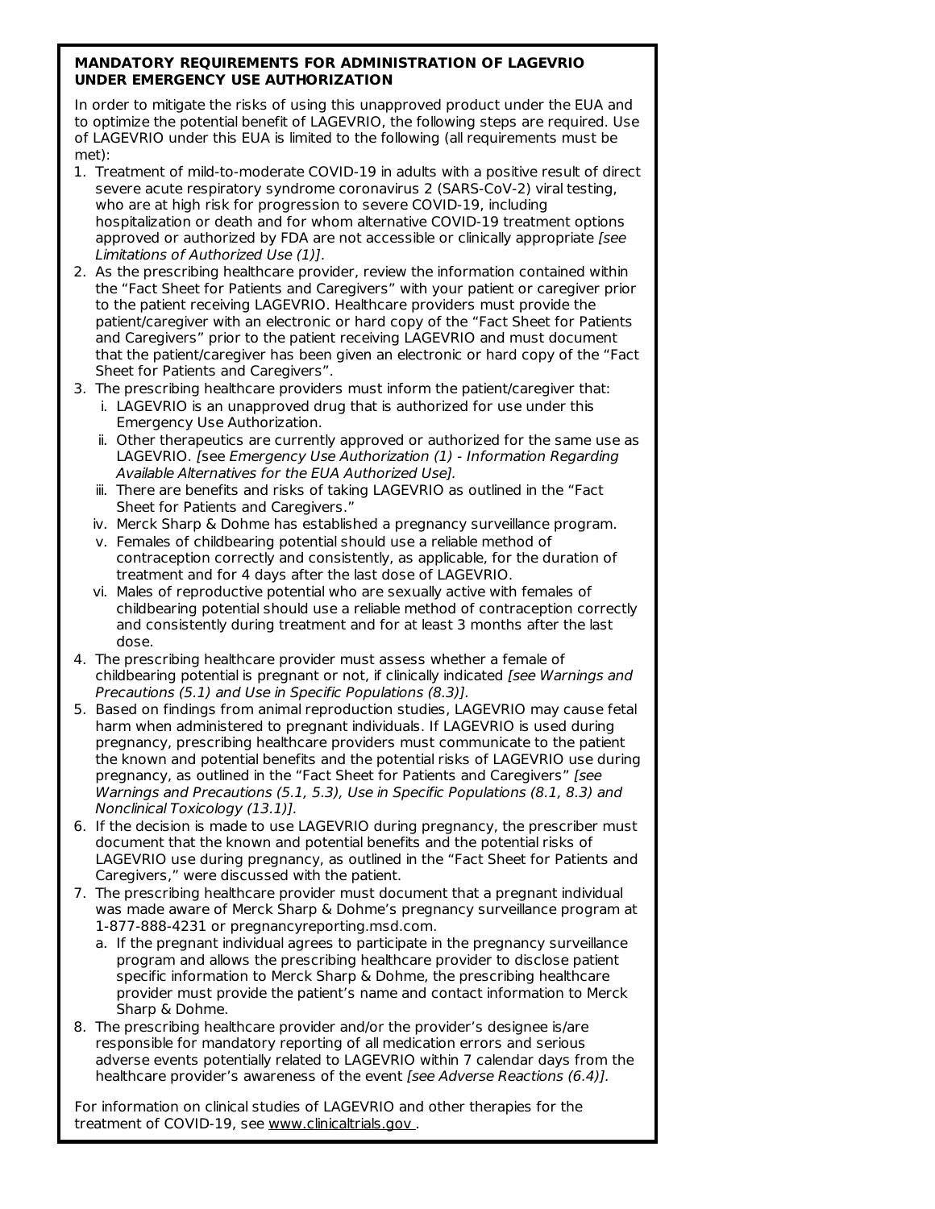**MANDATORY REQUIREMENTS FOR ADMINISTRATION OF LAGEVRIO UNDER EMERGENCY USE AUTHORIZATION**

In order to mitigate the risks of using this unapproved product under the EUA and to optimize the potential benefit of LAGEVRIO, the following steps are required. Use of LAGEVRIO under this EUA is limited to the following (all requirements must be met):

1. Treatment of mild-to-moderate COVID-19 in adults with a positive result of direct severe acute respiratory syndrome coronavirus 2 (SARS-CoV-2) viral testing, who are at high risk for progression to severe COVID-19, including hospitalization or death and for whom alternative COVID-19 treatment options approved or authorized by FDA are not accessible or clinically appropriate *[see Limitations of Authorized Use (1)]*.
2. As the prescribing healthcare provider, review the information contained within the "Fact Sheet for Patients and Caregivers" with your patient or caregiver prior to the patient receiving LAGEVRIO. Healthcare providers must provide the patient/caregiver with an electronic or hard copy of the "Fact Sheet for Patients and Caregivers" prior to the patient receiving LAGEVRIO and must document that the patient/caregiver has been given an electronic or hard copy of the "Fact Sheet for Patients and Caregivers".
3. The prescribing healthcare providers must inform the patient/caregiver that:
   i. LAGEVRIO is an unapproved drug that is authorized for use under this Emergency Use Authorization.
   ii. Other therapeutics are currently approved or authorized for the same use as LAGEVRIO. *[see Emergency Use Authorization (1) - Information Regarding Available Alternatives for the EUA Authorized Use].*
   iii. There are benefits and risks of taking LAGEVRIO as outlined in the "Fact Sheet for Patients and Caregivers."
   iv. Merck Sharp & Dohme has established a pregnancy surveillance program.
   v. Females of childbearing potential should use a reliable method of contraception correctly and consistently, as applicable, for the duration of treatment and for 4 days after the last dose of LAGEVRIO.
   vi. Males of reproductive potential who are sexually active with females of childbearing potential should use a reliable method of contraception correctly and consistently during treatment and for at least 3 months after the last dose.
4. The prescribing healthcare provider must assess whether a female of childbearing potential is pregnant or not, if clinically indicated *[see Warnings and Precautions (5.1) and Use in Specific Populations (8.3)].*
5. Based on findings from animal reproduction studies, LAGEVRIO may cause fetal harm when administered to pregnant individuals. If LAGEVRIO is used during pregnancy, prescribing healthcare providers must communicate to the patient the known and potential benefits and the potential risks of LAGEVRIO use during pregnancy, as outlined in the "Fact Sheet for Patients and Caregivers" *[see Warnings and Precautions (5.1, 5.3), Use in Specific Populations (8.1, 8.3) and Nonclinical Toxicology (13.1)].*
6. If the decision is made to use LAGEVRIO during pregnancy, the prescriber must document that the known and potential benefits and the potential risks of LAGEVRIO use during pregnancy, as outlined in the "Fact Sheet for Patients and Caregivers," were discussed with the patient.
7. The prescribing healthcare provider must document that a pregnant individual was made aware of Merck Sharp & Dohme's pregnancy surveillance program at 1-877-888-4231 or pregnancyreporting.msd.com.
   a. If the pregnant individual agrees to participate in the pregnancy surveillance program and allows the prescribing healthcare provider to disclose patient specific information to Merck Sharp & Dohme, the prescribing healthcare provider must provide the patient's name and contact information to Merck Sharp & Dohme.
8. The prescribing healthcare provider and/or the provider's designee is/are responsible for mandatory reporting of all medication errors and serious adverse events potentially related to LAGEVRIO within 7 calendar days from the healthcare provider's awareness of the event *[see Adverse Reactions (6.4)].*

For information on clinical studies of LAGEVRIO and other therapies for the treatment of COVID-19, see www.clinicaltrials.gov .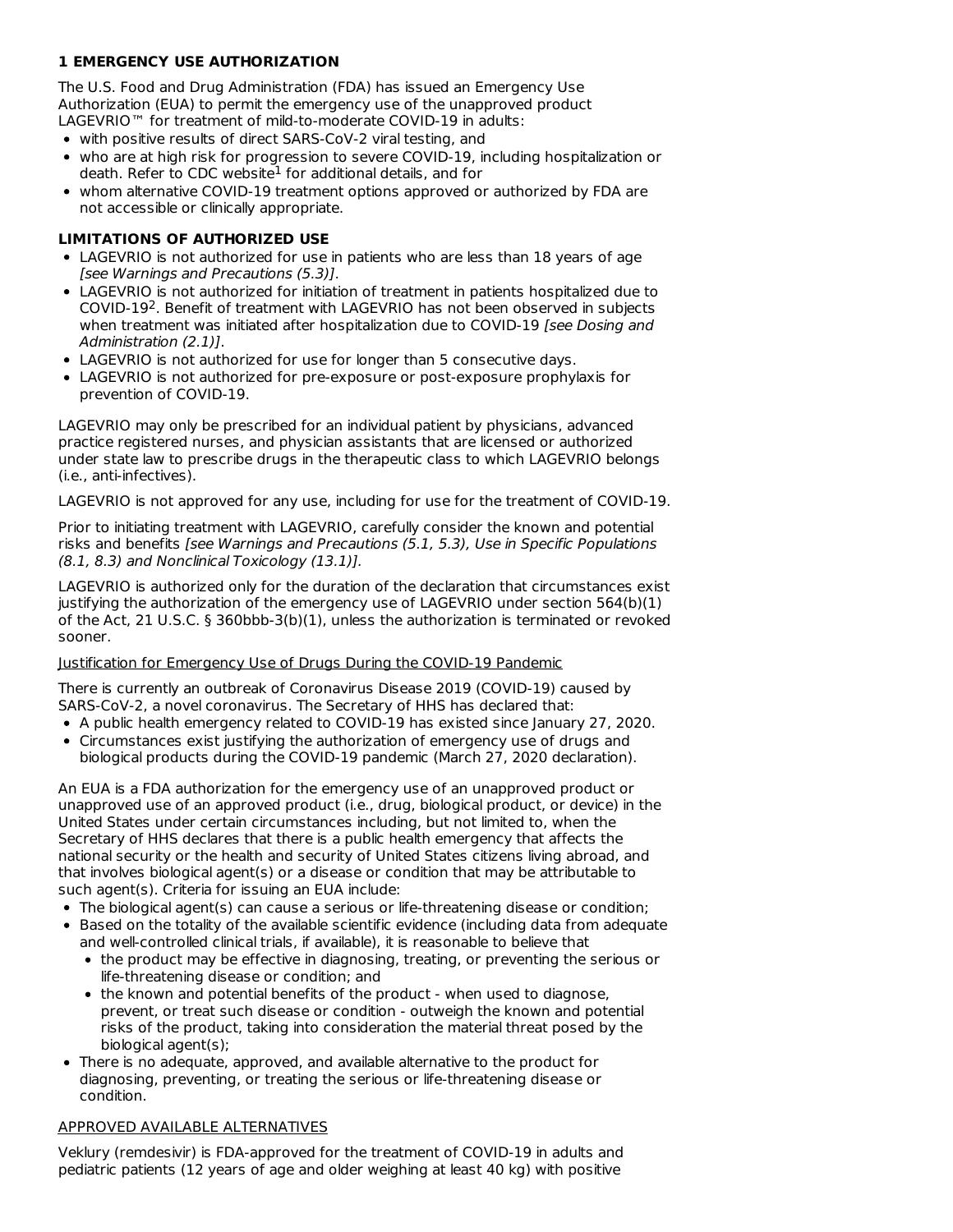## 1 EMERGENCY USE AUTHORIZATION

The U.S. Food and Drug Administration (FDA) has issued an Emergency Use Authorization (EUA) to permit the emergency use of the unapproved product LAGEVRIO™ for treatment of mild-to-moderate COVID-19 in adults:

- with positive results of direct SARS-CoV-2 viral testing, and
- who are at high risk for progression to severe COVID-19, including hospitalization or death. Refer to CDC website[1] for additional details, and for
- whom alternative COVID-19 treatment options approved or authorized by FDA are not accessible or clinically appropriate.

### LIMITATIONS OF AUTHORIZED USE

- LAGEVRIO is not authorized for use in patients who are less than 18 years of age *[see Warnings and Precautions (5.3)]*.
- LAGEVRIO is not authorized for initiation of treatment in patients hospitalized due to COVID-19[2]. Benefit of treatment with LAGEVRIO has not been observed in subjects when treatment was initiated after hospitalization due to COVID-19 *[see Dosing and Administration (2.1)]*.
- LAGEVRIO is not authorized for use for longer than 5 consecutive days.
- LAGEVRIO is not authorized for pre-exposure or post-exposure prophylaxis for prevention of COVID-19.

LAGEVRIO may only be prescribed for an individual patient by physicians, advanced practice registered nurses, and physician assistants that are licensed or authorized under state law to prescribe drugs in the therapeutic class to which LAGEVRIO belongs (i.e., anti-infectives).

LAGEVRIO is not approved for any use, including for use for the treatment of COVID-19.

Prior to initiating treatment with LAGEVRIO, carefully consider the known and potential risks and benefits *[see Warnings and Precautions (5.1, 5.3), Use in Specific Populations (8.1, 8.3) and Nonclinical Toxicology (13.1)].*

LAGEVRIO is authorized only for the duration of the declaration that circumstances exist justifying the authorization of the emergency use of LAGEVRIO under section 564(b)(1) of the Act, 21 U.S.C. § 360bbb-3(b)(1), unless the authorization is terminated or revoked sooner.

<u>Justification for Emergency Use of Drugs During the COVID-19 Pandemic</u>

There is currently an outbreak of Coronavirus Disease 2019 (COVID-19) caused by SARS-CoV-2, a novel coronavirus. The Secretary of HHS has declared that:

- A public health emergency related to COVID-19 has existed since January 27, 2020.
- Circumstances exist justifying the authorization of emergency use of drugs and biological products during the COVID-19 pandemic (March 27, 2020 declaration).

An EUA is a FDA authorization for the emergency use of an unapproved product or unapproved use of an approved product (i.e., drug, biological product, or device) in the United States under certain circumstances including, but not limited to, when the Secretary of HHS declares that there is a public health emergency that affects the national security or the health and security of United States citizens living abroad, and that involves biological agent(s) or a disease or condition that may be attributable to such agent(s). Criteria for issuing an EUA include:

- The biological agent(s) can cause a serious or life-threatening disease or condition;
- Based on the totality of the available scientific evidence (including data from adequate and well-controlled clinical trials, if available), it is reasonable to believe that
  - the product may be effective in diagnosing, treating, or preventing the serious or life-threatening disease or condition; and
  - the known and potential benefits of the product - when used to diagnose, prevent, or treat such disease or condition - outweigh the known and potential risks of the product, taking into consideration the material threat posed by the biological agent(s);
- There is no adequate, approved, and available alternative to the product for diagnosing, preventing, or treating the serious or life-threatening disease or condition.

<u>APPROVED AVAILABLE ALTERNATIVES</u>

Veklury (remdesivir) is FDA-approved for the treatment of COVID-19 in adults and pediatric patients (12 years of age and older weighing at least 40 kg) with positive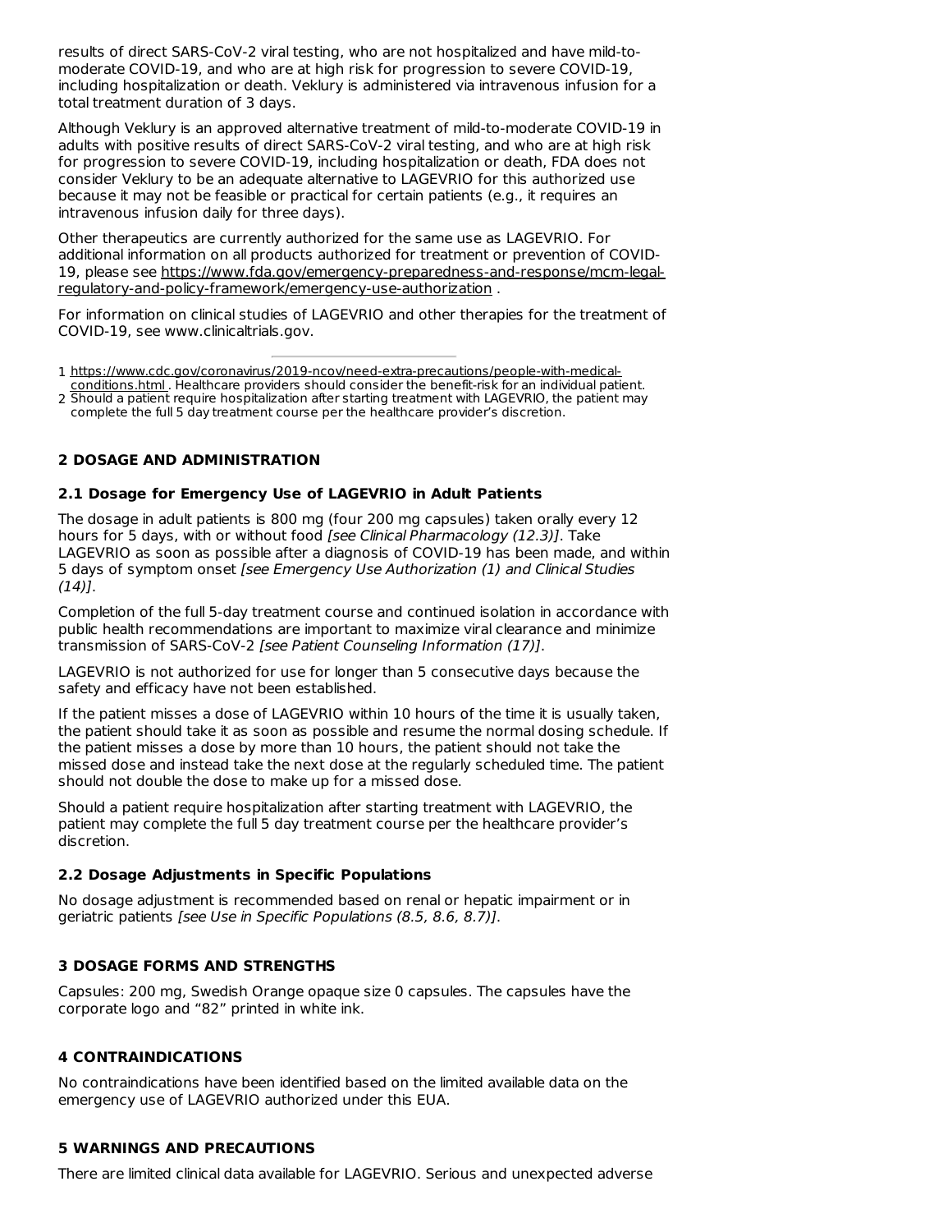results of direct SARS-CoV-2 viral testing, who are not hospitalized and have mild-to-moderate COVID-19, and who are at high risk for progression to severe COVID-19, including hospitalization or death. Veklury is administered via intravenous infusion for a total treatment duration of 3 days.

Although Veklury is an approved alternative treatment of mild-to-moderate COVID-19 in adults with positive results of direct SARS-CoV-2 viral testing, and who are at high risk for progression to severe COVID-19, including hospitalization or death, FDA does not consider Veklury to be an adequate alternative to LAGEVRIO for this authorized use because it may not be feasible or practical for certain patients (e.g., it requires an intravenous infusion daily for three days).

Other therapeutics are currently authorized for the same use as LAGEVRIO. For additional information on all products authorized for treatment or prevention of COVID-19, please see https://www.fda.gov/emergency-preparedness-and-response/mcm-legal-regulatory-and-policy-framework/emergency-use-authorization .

For information on clinical studies of LAGEVRIO and other therapies for the treatment of COVID-19, see www.clinicaltrials.gov.

---

1 https://www.cdc.gov/coronavirus/2019-ncov/need-extra-precautions/people-with-medical-conditions.html . Healthcare providers should consider the benefit-risk for an individual patient.

2 Should a patient require hospitalization after starting treatment with LAGEVRIO, the patient may complete the full 5 day treatment course per the healthcare provider's discretion.

## 2 DOSAGE AND ADMINISTRATION

### 2.1 Dosage for Emergency Use of LAGEVRIO in Adult Patients

The dosage in adult patients is 800 mg (four 200 mg capsules) taken orally every 12 hours for 5 days, with or without food *[see Clinical Pharmacology (12.3)]*. Take LAGEVRIO as soon as possible after a diagnosis of COVID-19 has been made, and within 5 days of symptom onset *[see Emergency Use Authorization (1) and Clinical Studies (14)]*.

Completion of the full 5-day treatment course and continued isolation in accordance with public health recommendations are important to maximize viral clearance and minimize transmission of SARS-CoV-2 *[see Patient Counseling Information (17)]*.

LAGEVRIO is not authorized for use for longer than 5 consecutive days because the safety and efficacy have not been established.

If the patient misses a dose of LAGEVRIO within 10 hours of the time it is usually taken, the patient should take it as soon as possible and resume the normal dosing schedule. If the patient misses a dose by more than 10 hours, the patient should not take the missed dose and instead take the next dose at the regularly scheduled time. The patient should not double the dose to make up for a missed dose.

Should a patient require hospitalization after starting treatment with LAGEVRIO, the patient may complete the full 5 day treatment course per the healthcare provider's discretion.

### 2.2 Dosage Adjustments in Specific Populations

No dosage adjustment is recommended based on renal or hepatic impairment or in geriatric patients *[see Use in Specific Populations (8.5, 8.6, 8.7)]*.

## 3 DOSAGE FORMS AND STRENGTHS

Capsules: 200 mg, Swedish Orange opaque size 0 capsules. The capsules have the corporate logo and "82" printed in white ink.

## 4 CONTRAINDICATIONS

No contraindications have been identified based on the limited available data on the emergency use of LAGEVRIO authorized under this EUA.

## 5 WARNINGS AND PRECAUTIONS

There are limited clinical data available for LAGEVRIO. Serious and unexpected adverse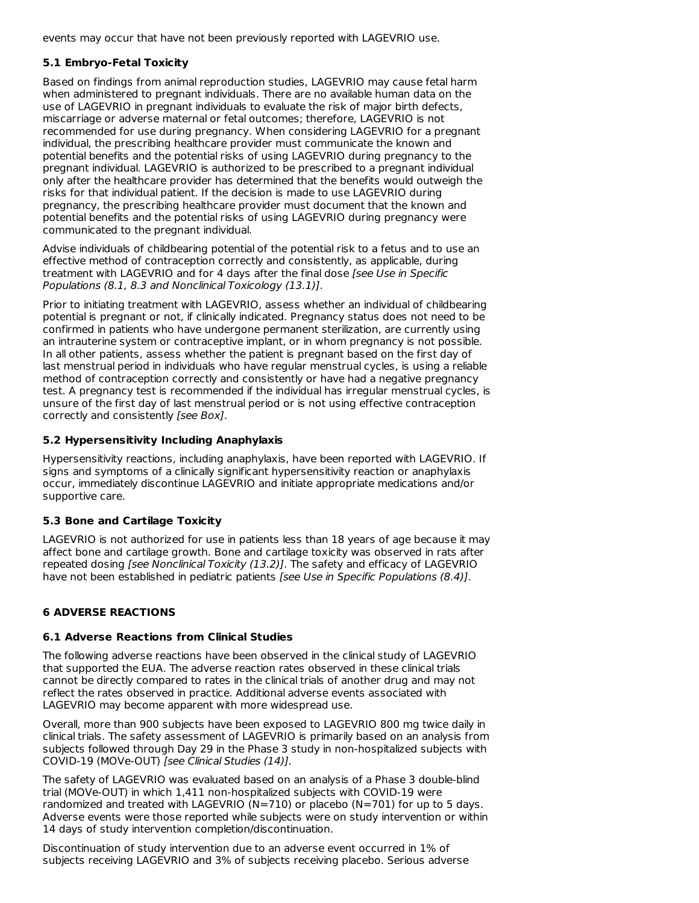events may occur that have not been previously reported with LAGEVRIO use.

### 5.1 Embryo-Fetal Toxicity

Based on findings from animal reproduction studies, LAGEVRIO may cause fetal harm when administered to pregnant individuals. There are no available human data on the use of LAGEVRIO in pregnant individuals to evaluate the risk of major birth defects, miscarriage or adverse maternal or fetal outcomes; therefore, LAGEVRIO is not recommended for use during pregnancy. When considering LAGEVRIO for a pregnant individual, the prescribing healthcare provider must communicate the known and potential benefits and the potential risks of using LAGEVRIO during pregnancy to the pregnant individual. LAGEVRIO is authorized to be prescribed to a pregnant individual only after the healthcare provider has determined that the benefits would outweigh the risks for that individual patient. If the decision is made to use LAGEVRIO during pregnancy, the prescribing healthcare provider must document that the known and potential benefits and the potential risks of using LAGEVRIO during pregnancy were communicated to the pregnant individual.

Advise individuals of childbearing potential of the potential risk to a fetus and to use an effective method of contraception correctly and consistently, as applicable, during treatment with LAGEVRIO and for 4 days after the final dose *[see Use in Specific Populations (8.1, 8.3 and Nonclinical Toxicology (13.1)]*.

Prior to initiating treatment with LAGEVRIO, assess whether an individual of childbearing potential is pregnant or not, if clinically indicated. Pregnancy status does not need to be confirmed in patients who have undergone permanent sterilization, are currently using an intrauterine system or contraceptive implant, or in whom pregnancy is not possible. In all other patients, assess whether the patient is pregnant based on the first day of last menstrual period in individuals who have regular menstrual cycles, is using a reliable method of contraception correctly and consistently or have had a negative pregnancy test. A pregnancy test is recommended if the individual has irregular menstrual cycles, is unsure of the first day of last menstrual period or is not using effective contraception correctly and consistently *[see Box]*.

### 5.2 Hypersensitivity Including Anaphylaxis

Hypersensitivity reactions, including anaphylaxis, have been reported with LAGEVRIO. If signs and symptoms of a clinically significant hypersensitivity reaction or anaphylaxis occur, immediately discontinue LAGEVRIO and initiate appropriate medications and/or supportive care.

### 5.3 Bone and Cartilage Toxicity

LAGEVRIO is not authorized for use in patients less than 18 years of age because it may affect bone and cartilage growth. Bone and cartilage toxicity was observed in rats after repeated dosing *[see Nonclinical Toxicity (13.2)]*. The safety and efficacy of LAGEVRIO have not been established in pediatric patients *[see Use in Specific Populations (8.4)]*.

## 6 ADVERSE REACTIONS

### 6.1 Adverse Reactions from Clinical Studies

The following adverse reactions have been observed in the clinical study of LAGEVRIO that supported the EUA. The adverse reaction rates observed in these clinical trials cannot be directly compared to rates in the clinical trials of another drug and may not reflect the rates observed in practice. Additional adverse events associated with LAGEVRIO may become apparent with more widespread use.

Overall, more than 900 subjects have been exposed to LAGEVRIO 800 mg twice daily in clinical trials. The safety assessment of LAGEVRIO is primarily based on an analysis from subjects followed through Day 29 in the Phase 3 study in non-hospitalized subjects with COVID-19 (MOVe-OUT) *[see Clinical Studies (14)]*.

The safety of LAGEVRIO was evaluated based on an analysis of a Phase 3 double-blind trial (MOVe-OUT) in which 1,411 non-hospitalized subjects with COVID-19 were randomized and treated with LAGEVRIO (N=710) or placebo (N=701) for up to 5 days. Adverse events were those reported while subjects were on study intervention or within 14 days of study intervention completion/discontinuation.

Discontinuation of study intervention due to an adverse event occurred in 1% of subjects receiving LAGEVRIO and 3% of subjects receiving placebo. Serious adverse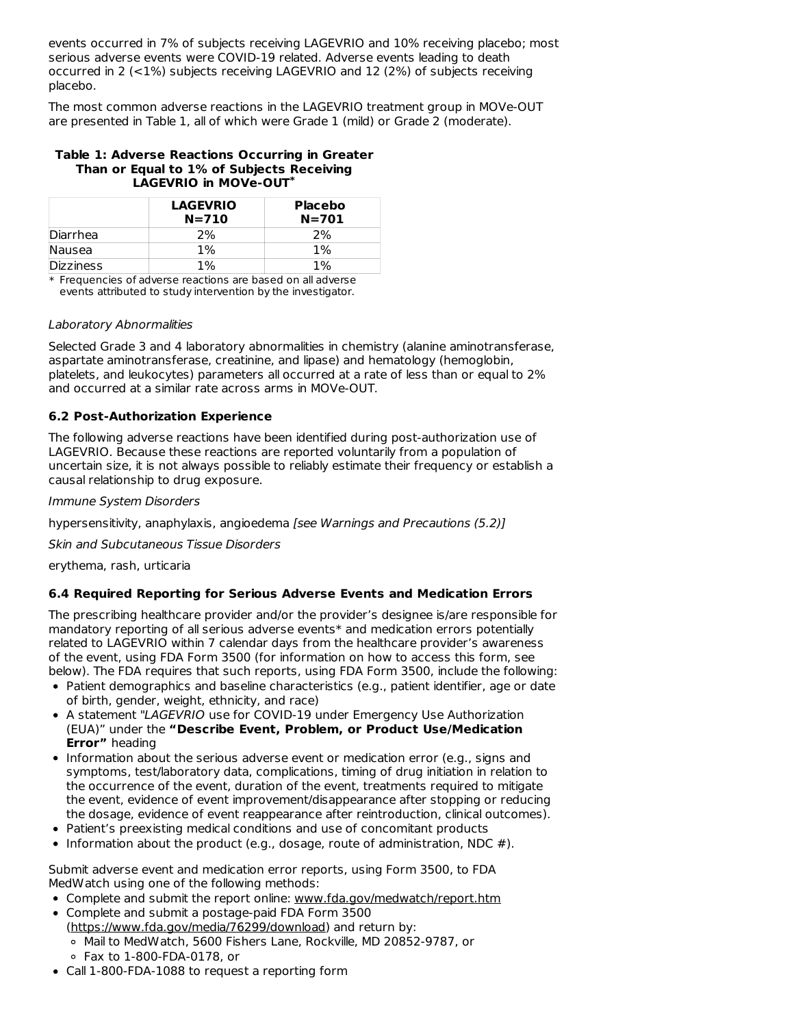events occurred in 7% of subjects receiving LAGEVRIO and 10% receiving placebo; most serious adverse events were COVID-19 related. Adverse events leading to death occurred in 2 (<1%) subjects receiving LAGEVRIO and 12 (2%) of subjects receiving placebo.

The most common adverse reactions in the LAGEVRIO treatment group in MOVe-OUT are presented in Table 1, all of which were Grade 1 (mild) or Grade 2 (moderate).

**Table 1: Adverse Reactions Occurring in Greater Than or Equal to 1% of Subjects Receiving LAGEVRIO in MOVe-OUT***

| | **LAGEVRIO N=710** | **Placebo N=701** |
|---|---|---|
| Diarrhea | 2% | 2% |
| Nausea | 1% | 1% |
| Dizziness | 1% | 1% |

\* Frequencies of adverse reactions are based on all adverse events attributed to study intervention by the investigator.

*Laboratory Abnormalities*

Selected Grade 3 and 4 laboratory abnormalities in chemistry (alanine aminotransferase, aspartate aminotransferase, creatinine, and lipase) and hematology (hemoglobin, platelets, and leukocytes) parameters all occurred at a rate of less than or equal to 2% and occurred at a similar rate across arms in MOVe-OUT.

### 6.2 Post-Authorization Experience

The following adverse reactions have been identified during post-authorization use of LAGEVRIO. Because these reactions are reported voluntarily from a population of uncertain size, it is not always possible to reliably estimate their frequency or establish a causal relationship to drug exposure.

*Immune System Disorders*

hypersensitivity, anaphylaxis, angioedema *[see Warnings and Precautions (5.2)]*

*Skin and Subcutaneous Tissue Disorders*

erythema, rash, urticaria

### 6.4 Required Reporting for Serious Adverse Events and Medication Errors

The prescribing healthcare provider and/or the provider's designee is/are responsible for mandatory reporting of all serious adverse events* and medication errors potentially related to LAGEVRIO within 7 calendar days from the healthcare provider's awareness of the event, using FDA Form 3500 (for information on how to access this form, see below). The FDA requires that such reports, using FDA Form 3500, include the following:

- Patient demographics and baseline characteristics (e.g., patient identifier, age or date of birth, gender, weight, ethnicity, and race)
- A statement "*LAGEVRIO* use for COVID-19 under Emergency Use Authorization (EUA)" under the **"Describe Event, Problem, or Product Use/Medication Error"** heading
- Information about the serious adverse event or medication error (e.g., signs and symptoms, test/laboratory data, complications, timing of drug initiation in relation to the occurrence of the event, duration of the event, treatments required to mitigate the event, evidence of event improvement/disappearance after stopping or reducing the dosage, evidence of event reappearance after reintroduction, clinical outcomes).
- Patient's preexisting medical conditions and use of concomitant products
- Information about the product (e.g., dosage, route of administration, NDC #).

Submit adverse event and medication error reports, using Form 3500, to FDA MedWatch using one of the following methods:

- Complete and submit the report online: www.fda.gov/medwatch/report.htm
- Complete and submit a postage-paid FDA Form 3500 (https://www.fda.gov/media/76299/download) and return by:
  - Mail to MedWatch, 5600 Fishers Lane, Rockville, MD 20852-9787, or
  - Fax to 1-800-FDA-0178, or
- Call 1-800-FDA-1088 to request a reporting form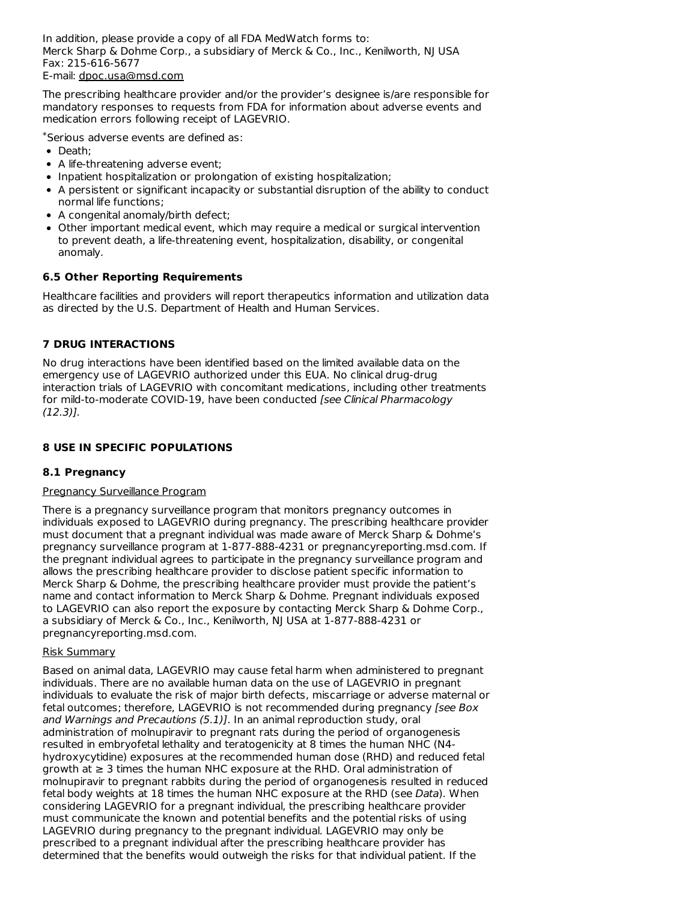In addition, please provide a copy of all FDA MedWatch forms to:
Merck Sharp & Dohme Corp., a subsidiary of Merck & Co., Inc., Kenilworth, NJ USA
Fax: 215-616-5677
E-mail: dpoc.usa@msd.com

The prescribing healthcare provider and/or the provider's designee is/are responsible for mandatory responses to requests from FDA for information about adverse events and medication errors following receipt of LAGEVRIO.

*Serious adverse events are defined as:

- Death;
- A life-threatening adverse event;
- Inpatient hospitalization or prolongation of existing hospitalization;
- A persistent or significant incapacity or substantial disruption of the ability to conduct normal life functions;
- A congenital anomaly/birth defect;
- Other important medical event, which may require a medical or surgical intervention to prevent death, a life-threatening event, hospitalization, disability, or congenital anomaly.

### 6.5 Other Reporting Requirements

Healthcare facilities and providers will report therapeutics information and utilization data as directed by the U.S. Department of Health and Human Services.

## 7 DRUG INTERACTIONS

No drug interactions have been identified based on the limited available data on the emergency use of LAGEVRIO authorized under this EUA. No clinical drug-drug interaction trials of LAGEVRIO with concomitant medications, including other treatments for mild-to-moderate COVID-19, have been conducted *[see Clinical Pharmacology (12.3)]*.

## 8 USE IN SPECIFIC POPULATIONS

### 8.1 Pregnancy

Pregnancy Surveillance Program

There is a pregnancy surveillance program that monitors pregnancy outcomes in individuals exposed to LAGEVRIO during pregnancy. The prescribing healthcare provider must document that a pregnant individual was made aware of Merck Sharp & Dohme's pregnancy surveillance program at 1-877-888-4231 or pregnancyreporting.msd.com. If the pregnant individual agrees to participate in the pregnancy surveillance program and allows the prescribing healthcare provider to disclose patient specific information to Merck Sharp & Dohme, the prescribing healthcare provider must provide the patient's name and contact information to Merck Sharp & Dohme. Pregnant individuals exposed to LAGEVRIO can also report the exposure by contacting Merck Sharp & Dohme Corp., a subsidiary of Merck & Co., Inc., Kenilworth, NJ USA at 1-877-888-4231 or pregnancyreporting.msd.com.

Risk Summary

Based on animal data, LAGEVRIO may cause fetal harm when administered to pregnant individuals. There are no available human data on the use of LAGEVRIO in pregnant individuals to evaluate the risk of major birth defects, miscarriage or adverse maternal or fetal outcomes; therefore, LAGEVRIO is not recommended during pregnancy *[see Box and Warnings and Precautions (5.1)]*. In an animal reproduction study, oral administration of molnupiravir to pregnant rats during the period of organogenesis resulted in embryofetal lethality and teratogenicity at 8 times the human NHC (N4-hydroxycytidine) exposures at the recommended human dose (RHD) and reduced fetal growth at ≥ 3 times the human NHC exposure at the RHD. Oral administration of molnupiravir to pregnant rabbits during the period of organogenesis resulted in reduced fetal body weights at 18 times the human NHC exposure at the RHD (see *Data*). When considering LAGEVRIO for a pregnant individual, the prescribing healthcare provider must communicate the known and potential benefits and the potential risks of using LAGEVRIO during pregnancy to the pregnant individual. LAGEVRIO may only be prescribed to a pregnant individual after the prescribing healthcare provider has determined that the benefits would outweigh the risks for that individual patient. If the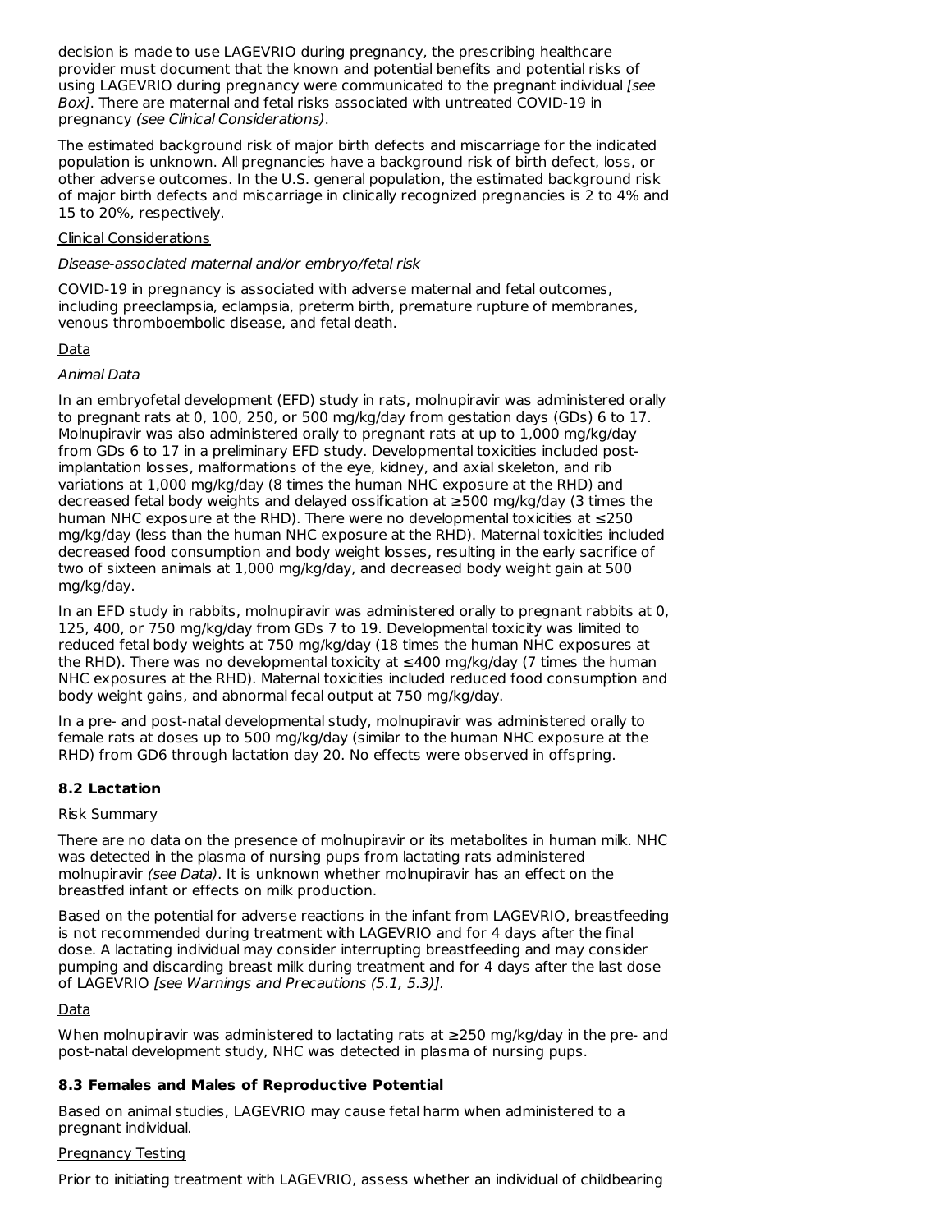decision is made to use LAGEVRIO during pregnancy, the prescribing healthcare provider must document that the known and potential benefits and potential risks of using LAGEVRIO during pregnancy were communicated to the pregnant individual *[see Box]*. There are maternal and fetal risks associated with untreated COVID-19 in pregnancy *(see Clinical Considerations)*.

The estimated background risk of major birth defects and miscarriage for the indicated population is unknown. All pregnancies have a background risk of birth defect, loss, or other adverse outcomes. In the U.S. general population, the estimated background risk of major birth defects and miscarriage in clinically recognized pregnancies is 2 to 4% and 15 to 20%, respectively.

Clinical Considerations

*Disease-associated maternal and/or embryo/fetal risk*

COVID-19 in pregnancy is associated with adverse maternal and fetal outcomes, including preeclampsia, eclampsia, preterm birth, premature rupture of membranes, venous thromboembolic disease, and fetal death.

Data

*Animal Data*

In an embryofetal development (EFD) study in rats, molnupiravir was administered orally to pregnant rats at 0, 100, 250, or 500 mg/kg/day from gestation days (GDs) 6 to 17. Molnupiravir was also administered orally to pregnant rats at up to 1,000 mg/kg/day from GDs 6 to 17 in a preliminary EFD study. Developmental toxicities included post-implantation losses, malformations of the eye, kidney, and axial skeleton, and rib variations at 1,000 mg/kg/day (8 times the human NHC exposure at the RHD) and decreased fetal body weights and delayed ossification at ≥500 mg/kg/day (3 times the human NHC exposure at the RHD). There were no developmental toxicities at ≤250 mg/kg/day (less than the human NHC exposure at the RHD). Maternal toxicities included decreased food consumption and body weight losses, resulting in the early sacrifice of two of sixteen animals at 1,000 mg/kg/day, and decreased body weight gain at 500 mg/kg/day.

In an EFD study in rabbits, molnupiravir was administered orally to pregnant rabbits at 0, 125, 400, or 750 mg/kg/day from GDs 7 to 19. Developmental toxicity was limited to reduced fetal body weights at 750 mg/kg/day (18 times the human NHC exposures at the RHD). There was no developmental toxicity at ≤400 mg/kg/day (7 times the human NHC exposures at the RHD). Maternal toxicities included reduced food consumption and body weight gains, and abnormal fecal output at 750 mg/kg/day.

In a pre- and post-natal developmental study, molnupiravir was administered orally to female rats at doses up to 500 mg/kg/day (similar to the human NHC exposure at the RHD) from GD6 through lactation day 20. No effects were observed in offspring.

### 8.2 Lactation

Risk Summary

There are no data on the presence of molnupiravir or its metabolites in human milk. NHC was detected in the plasma of nursing pups from lactating rats administered molnupiravir *(see Data)*. It is unknown whether molnupiravir has an effect on the breastfed infant or effects on milk production.

Based on the potential for adverse reactions in the infant from LAGEVRIO, breastfeeding is not recommended during treatment with LAGEVRIO and for 4 days after the final dose. A lactating individual may consider interrupting breastfeeding and may consider pumping and discarding breast milk during treatment and for 4 days after the last dose of LAGEVRIO *[see Warnings and Precautions (5.1, 5.3)]*.

Data

When molnupiravir was administered to lactating rats at ≥250 mg/kg/day in the pre- and post-natal development study, NHC was detected in plasma of nursing pups.

### 8.3 Females and Males of Reproductive Potential

Based on animal studies, LAGEVRIO may cause fetal harm when administered to a pregnant individual.

Pregnancy Testing

Prior to initiating treatment with LAGEVRIO, assess whether an individual of childbearing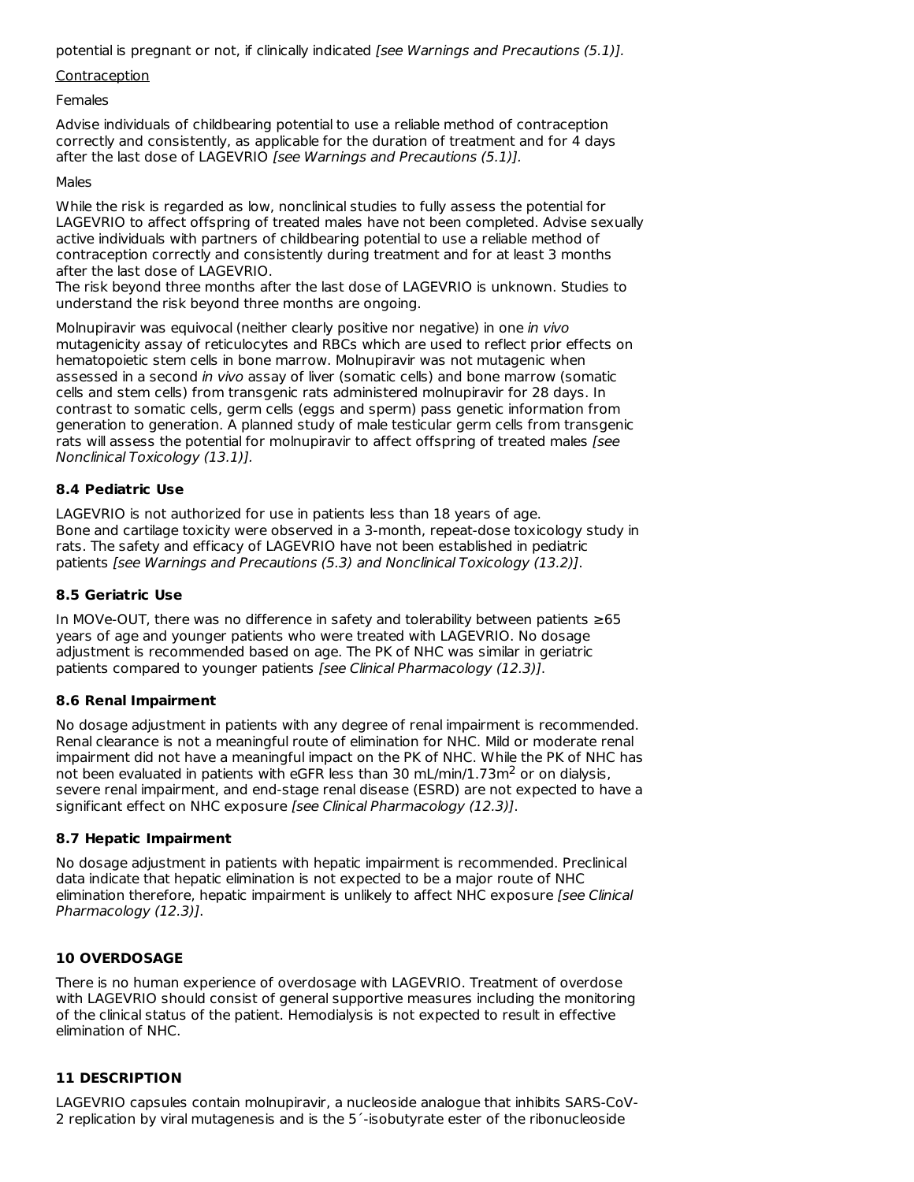potential is pregnant or not, if clinically indicated *[see Warnings and Precautions (5.1)].*

Contraception

Females

Advise individuals of childbearing potential to use a reliable method of contraception correctly and consistently, as applicable for the duration of treatment and for 4 days after the last dose of LAGEVRIO *[see Warnings and Precautions (5.1)]*.

Males

While the risk is regarded as low, nonclinical studies to fully assess the potential for LAGEVRIO to affect offspring of treated males have not been completed. Advise sexually active individuals with partners of childbearing potential to use a reliable method of contraception correctly and consistently during treatment and for at least 3 months after the last dose of LAGEVRIO.
The risk beyond three months after the last dose of LAGEVRIO is unknown. Studies to understand the risk beyond three months are ongoing.

Molnupiravir was equivocal (neither clearly positive nor negative) in one *in vivo* mutagenicity assay of reticulocytes and RBCs which are used to reflect prior effects on hematopoietic stem cells in bone marrow. Molnupiravir was not mutagenic when assessed in a second *in vivo* assay of liver (somatic cells) and bone marrow (somatic cells and stem cells) from transgenic rats administered molnupiravir for 28 days. In contrast to somatic cells, germ cells (eggs and sperm) pass genetic information from generation to generation. A planned study of male testicular germ cells from transgenic rats will assess the potential for molnupiravir to affect offspring of treated males *[see Nonclinical Toxicology (13.1)]*.

### 8.4 Pediatric Use

LAGEVRIO is not authorized for use in patients less than 18 years of age.
Bone and cartilage toxicity were observed in a 3-month, repeat-dose toxicology study in rats. The safety and efficacy of LAGEVRIO have not been established in pediatric patients *[see Warnings and Precautions (5.3) and Nonclinical Toxicology (13.2)]*.

### 8.5 Geriatric Use

In MOVe-OUT, there was no difference in safety and tolerability between patients ≥65 years of age and younger patients who were treated with LAGEVRIO. No dosage adjustment is recommended based on age. The PK of NHC was similar in geriatric patients compared to younger patients *[see Clinical Pharmacology (12.3)]*.

### 8.6 Renal Impairment

No dosage adjustment in patients with any degree of renal impairment is recommended. Renal clearance is not a meaningful route of elimination for NHC. Mild or moderate renal impairment did not have a meaningful impact on the PK of NHC. While the PK of NHC has not been evaluated in patients with eGFR less than 30 mL/min/1.73m$^2$ or on dialysis, severe renal impairment, and end-stage renal disease (ESRD) are not expected to have a significant effect on NHC exposure *[see Clinical Pharmacology (12.3)]*.

### 8.7 Hepatic Impairment

No dosage adjustment in patients with hepatic impairment is recommended. Preclinical data indicate that hepatic elimination is not expected to be a major route of NHC elimination therefore, hepatic impairment is unlikely to affect NHC exposure *[see Clinical Pharmacology (12.3)]*.

## 10 OVERDOSAGE

There is no human experience of overdosage with LAGEVRIO. Treatment of overdose with LAGEVRIO should consist of general supportive measures including the monitoring of the clinical status of the patient. Hemodialysis is not expected to result in effective elimination of NHC.

## 11 DESCRIPTION

LAGEVRIO capsules contain molnupiravir, a nucleoside analogue that inhibits SARS-CoV-2 replication by viral mutagenesis and is the 5´-isobutyrate ester of the ribonucleoside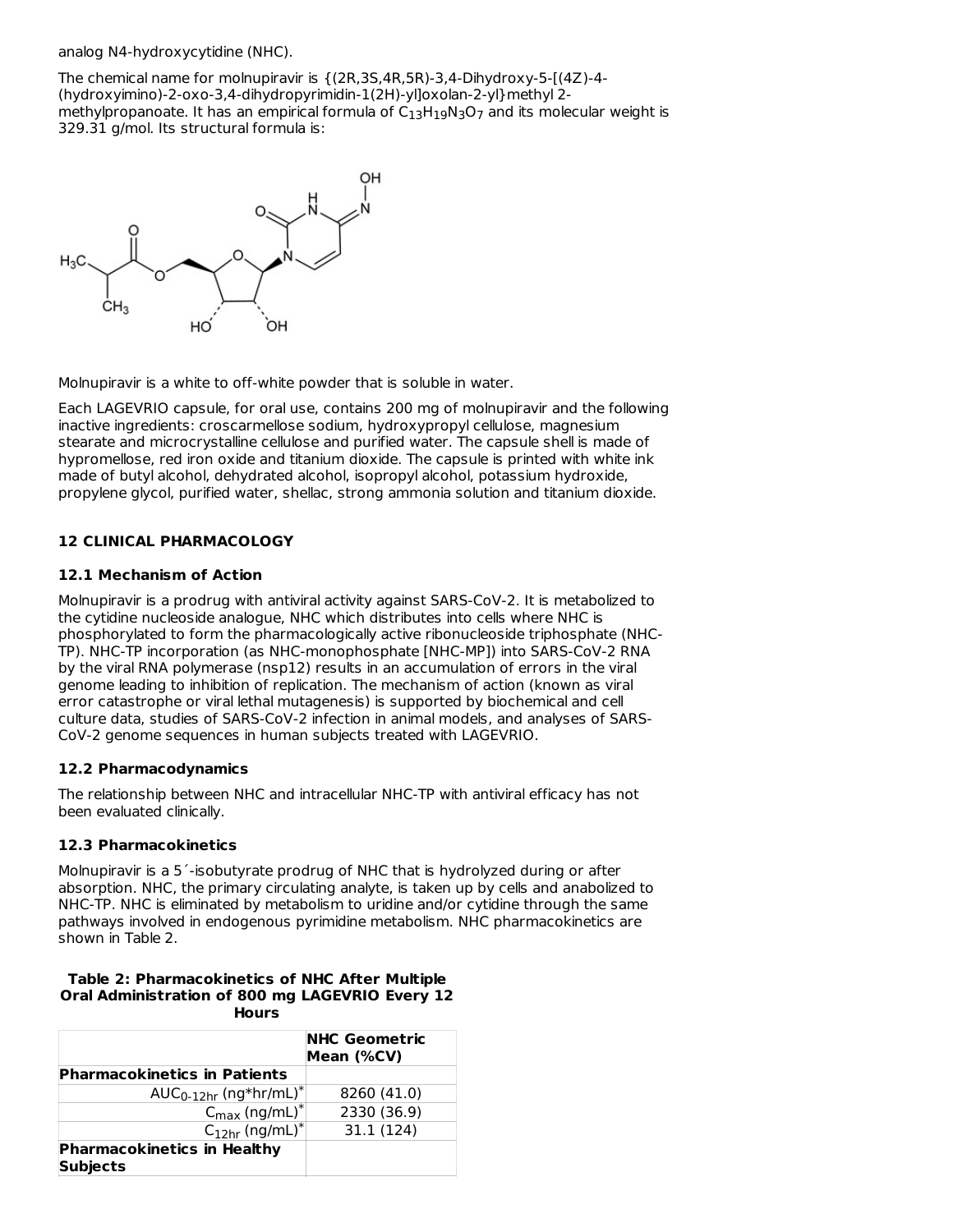analog N4-hydroxycytidine (NHC).

The chemical name for molnupiravir is {(2R,3S,4R,5R)-3,4-Dihydroxy-5-[(4Z)-4-(hydroxyimino)-2-oxo-3,4-dihydropyrimidin-1(2H)-yl]oxolan-2-yl}methyl 2-methylpropanoate. It has an empirical formula of $C_{13}H_{19}N_3O_7$ and its molecular weight is 329.31 g/mol. Its structural formula is:

Molnupiravir is a white to off-white powder that is soluble in water.

Each LAGEVRIO capsule, for oral use, contains 200 mg of molnupiravir and the following inactive ingredients: croscarmellose sodium, hydroxypropyl cellulose, magnesium stearate and microcrystalline cellulose and purified water. The capsule shell is made of hypromellose, red iron oxide and titanium dioxide. The capsule is printed with white ink made of butyl alcohol, dehydrated alcohol, isopropyl alcohol, potassium hydroxide, propylene glycol, purified water, shellac, strong ammonia solution and titanium dioxide.

## 12 CLINICAL PHARMACOLOGY

### 12.1 Mechanism of Action

Molnupiravir is a prodrug with antiviral activity against SARS-CoV-2. It is metabolized to the cytidine nucleoside analogue, NHC which distributes into cells where NHC is phosphorylated to form the pharmacologically active ribonucleoside triphosphate (NHC-TP). NHC-TP incorporation (as NHC-monophosphate [NHC-MP]) into SARS-CoV-2 RNA by the viral RNA polymerase (nsp12) results in an accumulation of errors in the viral genome leading to inhibition of replication. The mechanism of action (known as viral error catastrophe or viral lethal mutagenesis) is supported by biochemical and cell culture data, studies of SARS-CoV-2 infection in animal models, and analyses of SARS-CoV-2 genome sequences in human subjects treated with LAGEVRIO.

### 12.2 Pharmacodynamics

The relationship between NHC and intracellular NHC-TP with antiviral efficacy has not been evaluated clinically.

### 12.3 Pharmacokinetics

Molnupiravir is a 5´-isobutyrate prodrug of NHC that is hydrolyzed during or after absorption. NHC, the primary circulating analyte, is taken up by cells and anabolized to NHC-TP. NHC is eliminated by metabolism to uridine and/or cytidine through the same pathways involved in endogenous pyrimidine metabolism. NHC pharmacokinetics are shown in Table 2.

**Table 2: Pharmacokinetics of NHC After Multiple Oral Administration of 800 mg LAGEVRIO Every 12 Hours**

| | **NHC Geometric Mean (%CV)** |
|---|---|
| **Pharmacokinetics in Patients** | |
| $AUC_{0\text{-}12hr}$ (ng*hr/mL)* | 8260 (41.0) |
| $C_{max}$ (ng/mL)* | 2330 (36.9) |
| $C_{12hr}$ (ng/mL)* | 31.1 (124) |
| **Pharmacokinetics in Healthy Subjects** | |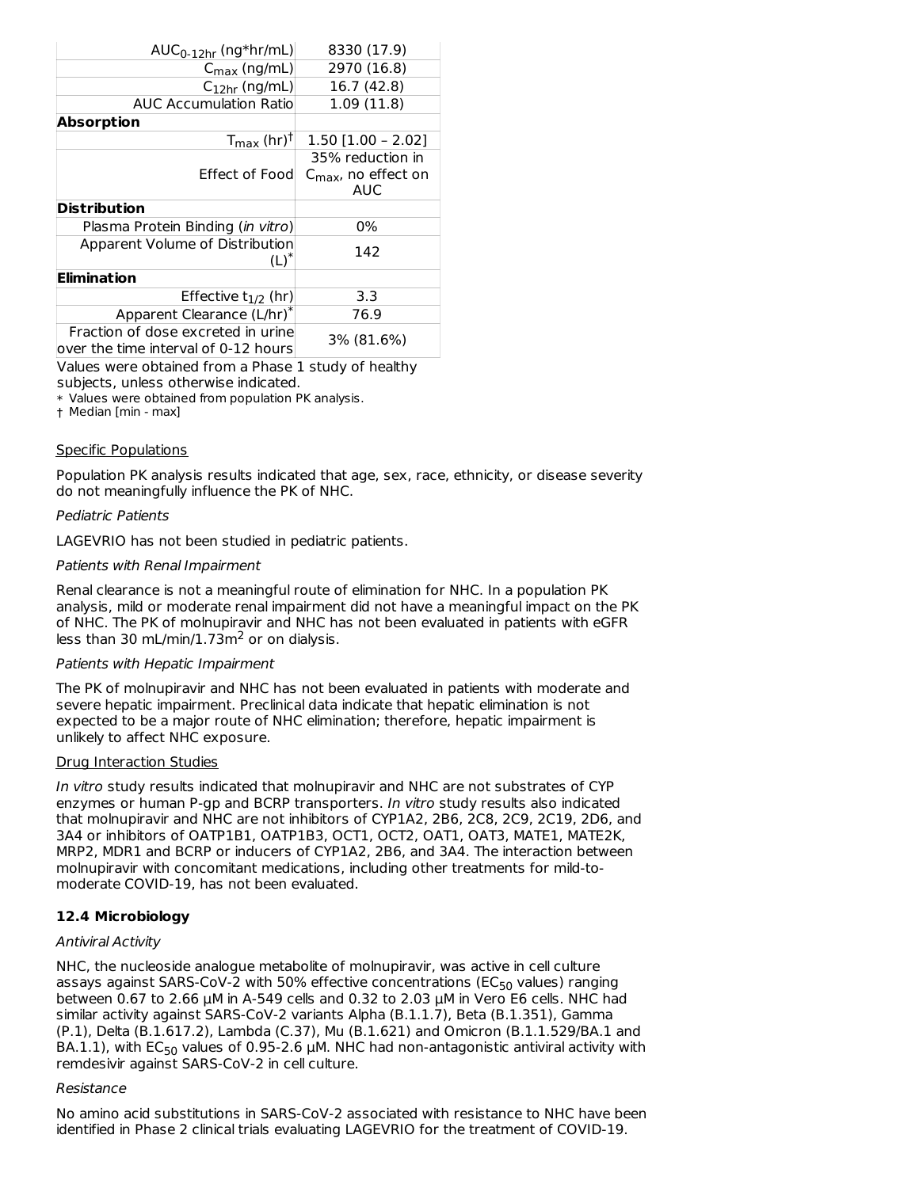| | |
|---|---|
| $AUC_{0\text{-}12hr}$ (ng*hr/mL) | 8330 (17.9) |
| $C_{max}$ (ng/mL) | 2970 (16.8) |
| $C_{12hr}$ (ng/mL) | 16.7 (42.8) |
| AUC Accumulation Ratio | 1.09 (11.8) |
| **Absorption** | |
| $T_{max}$ (hr)† | 1.50 [1.00 – 2.02] |
| Effect of Food | 35% reduction in $C_{max}$, no effect on AUC |
| **Distribution** | |
| Plasma Protein Binding (*in vitro*) | 0% |
| Apparent Volume of Distribution (L)* | 142 |
| **Elimination** | |
| Effective $t_{1/2}$ (hr) | 3.3 |
| Apparent Clearance (L/hr)* | 76.9 |
| Fraction of dose excreted in urine over the time interval of 0-12 hours | 3% (81.6%) |

Values were obtained from a Phase 1 study of healthy subjects, unless otherwise indicated.

* Values were obtained from population PK analysis.

† Median [min - max]

Specific Populations

Population PK analysis results indicated that age, sex, race, ethnicity, or disease severity do not meaningfully influence the PK of NHC.

*Pediatric Patients*

LAGEVRIO has not been studied in pediatric patients.

*Patients with Renal Impairment*

Renal clearance is not a meaningful route of elimination for NHC. In a population PK analysis, mild or moderate renal impairment did not have a meaningful impact on the PK of NHC. The PK of molnupiravir and NHC has not been evaluated in patients with eGFR less than 30 mL/min/1.73$m^2$ or on dialysis.

*Patients with Hepatic Impairment*

The PK of molnupiravir and NHC has not been evaluated in patients with moderate and severe hepatic impairment. Preclinical data indicate that hepatic elimination is not expected to be a major route of NHC elimination; therefore, hepatic impairment is unlikely to affect NHC exposure.

Drug Interaction Studies

*In vitro* study results indicated that molnupiravir and NHC are not substrates of CYP enzymes or human P-gp and BCRP transporters. *In vitro* study results also indicated that molnupiravir and NHC are not inhibitors of CYP1A2, 2B6, 2C8, 2C9, 2C19, 2D6, and 3A4 or inhibitors of OATP1B1, OATP1B3, OCT1, OCT2, OAT1, OAT3, MATE1, MATE2K, MRP2, MDR1 and BCRP or inducers of CYP1A2, 2B6, and 3A4. The interaction between molnupiravir with concomitant medications, including other treatments for mild-to-moderate COVID-19, has not been evaluated.

### 12.4 Microbiology

*Antiviral Activity*

NHC, the nucleoside analogue metabolite of molnupiravir, was active in cell culture assays against SARS-CoV-2 with 50% effective concentrations ($EC_{50}$ values) ranging between 0.67 to 2.66 µM in A-549 cells and 0.32 to 2.03 µM in Vero E6 cells. NHC had similar activity against SARS-CoV-2 variants Alpha (B.1.1.7), Beta (B.1.351), Gamma (P.1), Delta (B.1.617.2), Lambda (C.37), Mu (B.1.621) and Omicron (B.1.1.529/BA.1 and BA.1.1), with $EC_{50}$ values of 0.95-2.6 µM. NHC had non-antagonistic antiviral activity with remdesivir against SARS-CoV-2 in cell culture.

*Resistance*

No amino acid substitutions in SARS-CoV-2 associated with resistance to NHC have been identified in Phase 2 clinical trials evaluating LAGEVRIO for the treatment of COVID-19.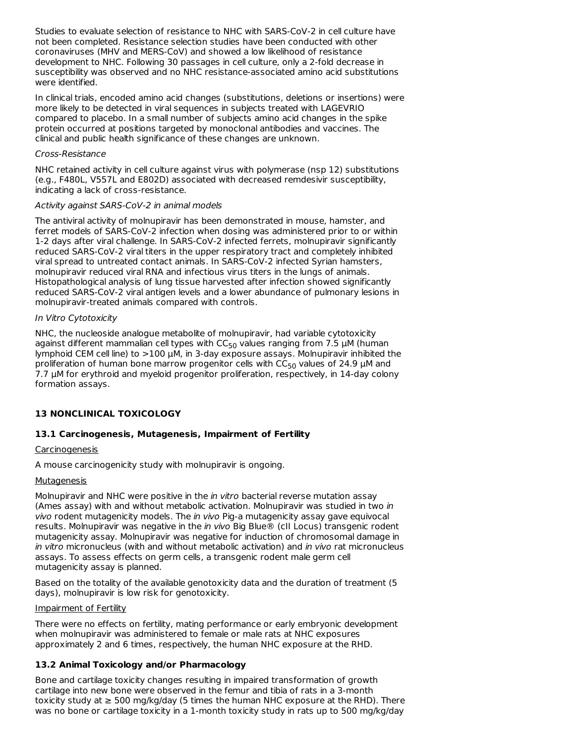Studies to evaluate selection of resistance to NHC with SARS-CoV-2 in cell culture have not been completed. Resistance selection studies have been conducted with other coronaviruses (MHV and MERS-CoV) and showed a low likelihood of resistance development to NHC. Following 30 passages in cell culture, only a 2-fold decrease in susceptibility was observed and no NHC resistance-associated amino acid substitutions were identified.

In clinical trials, encoded amino acid changes (substitutions, deletions or insertions) were more likely to be detected in viral sequences in subjects treated with LAGEVRIO compared to placebo. In a small number of subjects amino acid changes in the spike protein occurred at positions targeted by monoclonal antibodies and vaccines. The clinical and public health significance of these changes are unknown.

*Cross-Resistance*

NHC retained activity in cell culture against virus with polymerase (nsp 12) substitutions (e.g., F480L, V557L and E802D) associated with decreased remdesivir susceptibility, indicating a lack of cross-resistance.

*Activity against SARS-CoV-2 in animal models*

The antiviral activity of molnupiravir has been demonstrated in mouse, hamster, and ferret models of SARS-CoV-2 infection when dosing was administered prior to or within 1-2 days after viral challenge. In SARS-CoV-2 infected ferrets, molnupiravir significantly reduced SARS-CoV-2 viral titers in the upper respiratory tract and completely inhibited viral spread to untreated contact animals. In SARS-CoV-2 infected Syrian hamsters, molnupiravir reduced viral RNA and infectious virus titers in the lungs of animals. Histopathological analysis of lung tissue harvested after infection showed significantly reduced SARS-CoV-2 viral antigen levels and a lower abundance of pulmonary lesions in molnupiravir-treated animals compared with controls.

*In Vitro Cytotoxicity*

NHC, the nucleoside analogue metabolite of molnupiravir, had variable cytotoxicity against different mammalian cell types with $CC_{50}$ values ranging from 7.5 µM (human lymphoid CEM cell line) to >100 µM, in 3-day exposure assays. Molnupiravir inhibited the proliferation of human bone marrow progenitor cells with $CC_{50}$ values of 24.9 µM and 7.7 µM for erythroid and myeloid progenitor proliferation, respectively, in 14-day colony formation assays.

## 13 NONCLINICAL TOXICOLOGY

### 13.1 Carcinogenesis, Mutagenesis, Impairment of Fertility

Carcinogenesis

A mouse carcinogenicity study with molnupiravir is ongoing.

Mutagenesis

Molnupiravir and NHC were positive in the *in vitro* bacterial reverse mutation assay (Ames assay) with and without metabolic activation. Molnupiravir was studied in two *in vivo* rodent mutagenicity models. The *in vivo* Pig-a mutagenicity assay gave equivocal results. Molnupiravir was negative in the *in vivo* Big Blue® (cII Locus) transgenic rodent mutagenicity assay. Molnupiravir was negative for induction of chromosomal damage in *in vitro* micronucleus (with and without metabolic activation) and *in vivo* rat micronucleus assays. To assess effects on germ cells, a transgenic rodent male germ cell mutagenicity assay is planned.

Based on the totality of the available genotoxicity data and the duration of treatment (5 days), molnupiravir is low risk for genotoxicity.

Impairment of Fertility

There were no effects on fertility, mating performance or early embryonic development when molnupiravir was administered to female or male rats at NHC exposures approximately 2 and 6 times, respectively, the human NHC exposure at the RHD.

### 13.2 Animal Toxicology and/or Pharmacology

Bone and cartilage toxicity changes resulting in impaired transformation of growth cartilage into new bone were observed in the femur and tibia of rats in a 3-month toxicity study at ≥ 500 mg/kg/day (5 times the human NHC exposure at the RHD). There was no bone or cartilage toxicity in a 1-month toxicity study in rats up to 500 mg/kg/day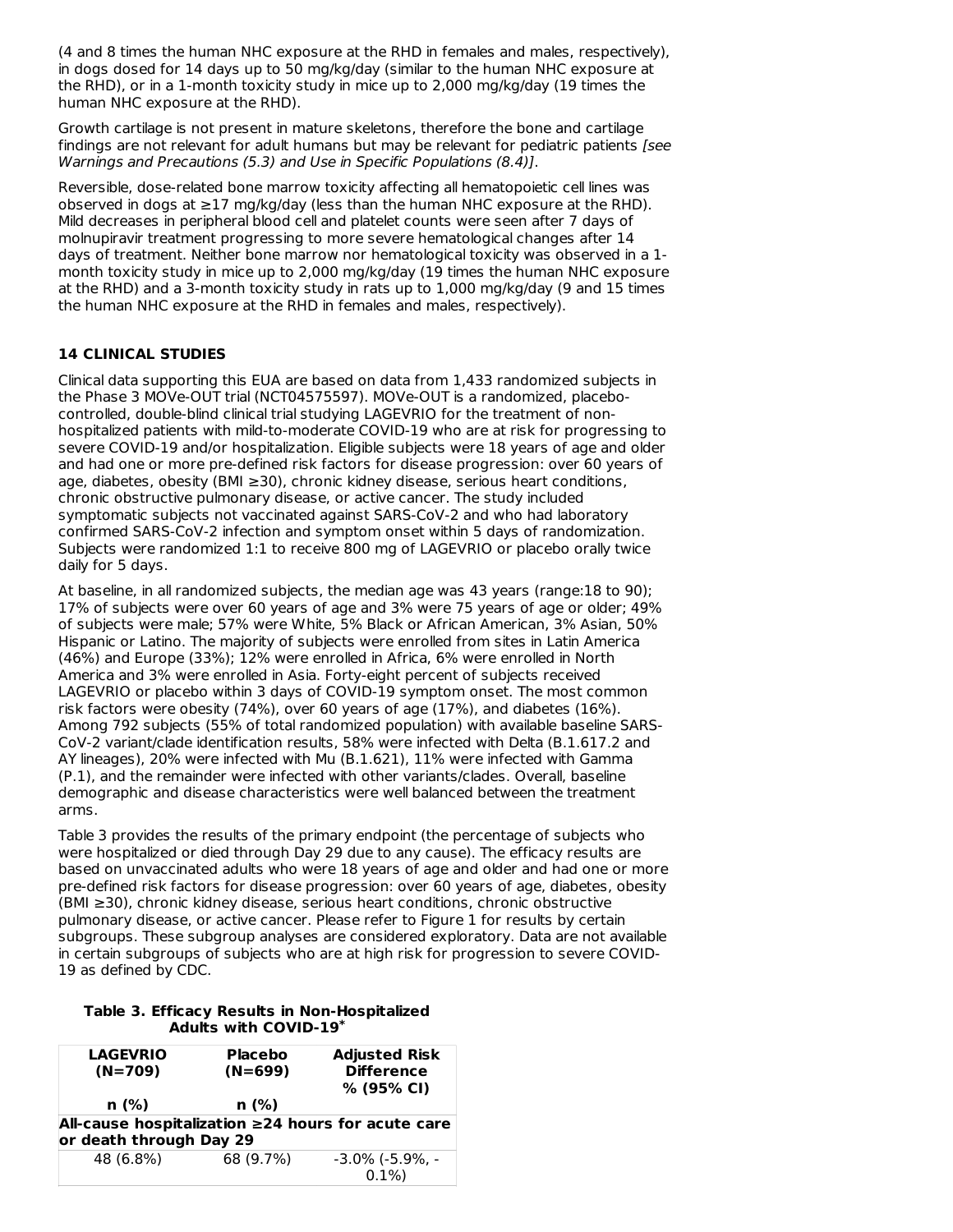(4 and 8 times the human NHC exposure at the RHD in females and males, respectively), in dogs dosed for 14 days up to 50 mg/kg/day (similar to the human NHC exposure at the RHD), or in a 1-month toxicity study in mice up to 2,000 mg/kg/day (19 times the human NHC exposure at the RHD).

Growth cartilage is not present in mature skeletons, therefore the bone and cartilage findings are not relevant for adult humans but may be relevant for pediatric patients *[see Warnings and Precautions (5.3) and Use in Specific Populations (8.4)]*.

Reversible, dose-related bone marrow toxicity affecting all hematopoietic cell lines was observed in dogs at ≥17 mg/kg/day (less than the human NHC exposure at the RHD). Mild decreases in peripheral blood cell and platelet counts were seen after 7 days of molnupiravir treatment progressing to more severe hematological changes after 14 days of treatment. Neither bone marrow nor hematological toxicity was observed in a 1-month toxicity study in mice up to 2,000 mg/kg/day (19 times the human NHC exposure at the RHD) and a 3-month toxicity study in rats up to 1,000 mg/kg/day (9 and 15 times the human NHC exposure at the RHD in females and males, respectively).

## 14 CLINICAL STUDIES

Clinical data supporting this EUA are based on data from 1,433 randomized subjects in the Phase 3 MOVe-OUT trial (NCT04575597). MOVe-OUT is a randomized, placebo-controlled, double-blind clinical trial studying LAGEVRIO for the treatment of non-hospitalized patients with mild-to-moderate COVID-19 who are at risk for progressing to severe COVID-19 and/or hospitalization. Eligible subjects were 18 years of age and older and had one or more pre-defined risk factors for disease progression: over 60 years of age, diabetes, obesity (BMI ≥30), chronic kidney disease, serious heart conditions, chronic obstructive pulmonary disease, or active cancer. The study included symptomatic subjects not vaccinated against SARS-CoV-2 and who had laboratory confirmed SARS-CoV-2 infection and symptom onset within 5 days of randomization. Subjects were randomized 1:1 to receive 800 mg of LAGEVRIO or placebo orally twice daily for 5 days.

At baseline, in all randomized subjects, the median age was 43 years (range:18 to 90); 17% of subjects were over 60 years of age and 3% were 75 years of age or older; 49% of subjects were male; 57% were White, 5% Black or African American, 3% Asian, 50% Hispanic or Latino. The majority of subjects were enrolled from sites in Latin America (46%) and Europe (33%); 12% were enrolled in Africa, 6% were enrolled in North America and 3% were enrolled in Asia. Forty-eight percent of subjects received LAGEVRIO or placebo within 3 days of COVID-19 symptom onset. The most common risk factors were obesity (74%), over 60 years of age (17%), and diabetes (16%). Among 792 subjects (55% of total randomized population) with available baseline SARS-CoV-2 variant/clade identification results, 58% were infected with Delta (B.1.617.2 and AY lineages), 20% were infected with Mu (B.1.621), 11% were infected with Gamma (P.1), and the remainder were infected with other variants/clades. Overall, baseline demographic and disease characteristics were well balanced between the treatment arms.

Table 3 provides the results of the primary endpoint (the percentage of subjects who were hospitalized or died through Day 29 due to any cause). The efficacy results are based on unvaccinated adults who were 18 years of age and older and had one or more pre-defined risk factors for disease progression: over 60 years of age, diabetes, obesity (BMI ≥30), chronic kidney disease, serious heart conditions, chronic obstructive pulmonary disease, or active cancer. Please refer to Figure 1 for results by certain subgroups. These subgroup analyses are considered exploratory. Data are not available in certain subgroups of subjects who are at high risk for progression to severe COVID-19 as defined by CDC.

**Table 3. Efficacy Results in Non-Hospitalized Adults with COVID-19***

| LAGEVRIO (N=709) | Placebo (N=699) | Adjusted Risk Difference % (95% CI) |
|---|---|---|
| n (%) | n (%) | |
| **All-cause hospitalization ≥24 hours for acute care or death through Day 29** | | |
| 48 (6.8%) | 68 (9.7%) | -3.0% (-5.9%, -0.1%) |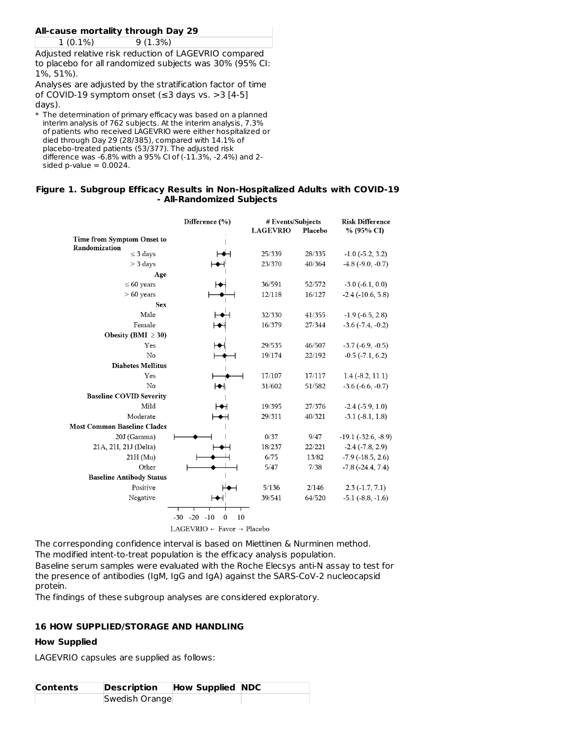| **All-cause mortality through Day 29** | |
|---|---|
| 1 (0.1%) | 9 (1.3%) |

Adjusted relative risk reduction of LAGEVRIO compared to placebo for all randomized subjects was 30% (95% CI: 1%, 51%).

Analyses are adjusted by the stratification factor of time of COVID-19 symptom onset (≤3 days vs. >3 [4-5] days).

\* The determination of primary efficacy was based on a planned interim analysis of 762 subjects. At the interim analysis, 7.3% of patients who received LAGEVRIO were either hospitalized or died through Day 29 (28/385), compared with 14.1% of placebo-treated patients (53/377). The adjusted risk difference was -6.8% with a 95% CI of (-11.3%, -2.4%) and 2-sided p-value = 0.0024.

**Figure 1. Subgroup Efficacy Results in Non-Hospitalized Adults with COVID-19 - All-Randomized Subjects**

| | # Events/Subjects LAGEVRIO | # Events/Subjects Placebo | Risk Difference % (95% CI) |
|---|---|---|---|
| **Time from Symptom Onset to Randomization** | | | |
| ≤ 3 days | 25/339 | 28/335 | -1.0 (-5.2, 3.2) |
| > 3 days | 23/370 | 40/364 | -4.8 (-9.0, -0.7) |
| **Age** | | | |
| ≤ 60 years | 36/591 | 52/572 | -3.0 (-6.1, 0.0) |
| > 60 years | 12/118 | 16/127 | -2.4 (-10.6, 5.8) |
| **Sex** | | | |
| Male | 32/330 | 41/355 | -1.9 (-6.5, 2.8) |
| Female | 16/379 | 27/344 | -3.6 (-7.4, -0.2) |
| **Obesity (BMI ≥ 30)** | | | |
| Yes | 29/535 | 46/507 | -3.7 (-6.9, -0.5) |
| No | 19/174 | 22/192 | -0.5 (-7.1, 6.2) |
| **Diabetes Mellitus** | | | |
| Yes | 17/107 | 17/117 | 1.4 (-8.2, 11.1) |
| No | 31/602 | 51/582 | -3.6 (-6.6, -0.7) |
| **Baseline COVID Severity** | | | |
| Mild | 19/395 | 27/376 | -2.4 (-5.9, 1.0) |
| Moderate | 29/311 | 40/321 | -3.1 (-8.1, 1.8) |
| **Most Common Baseline Clades** | | | |
| 20J (Gamma) | 0/37 | 9/47 | -19.1 (-32.6, -8.9) |
| 21A, 21I, 21J (Delta) | 18/237 | 22/221 | -2.4 (-7.8, 2.9) |
| 21H (Mu) | 6/75 | 13/82 | -7.9 (-18.5, 2.6) |
| Other | 5/47 | 7/38 | -7.8 (-24.4, 7.4) |
| **Baseline Antibody Status** | | | |
| Positive | 5/136 | 2/146 | 2.3 (-1.7, 7.1) |
| Negative | 39/541 | 64/520 | -5.1 (-8.8, -1.6) |

Difference (%): LAGEVRIO ← Favor → Placebo

The corresponding confidence interval is based on Miettinen & Nurminen method.
The modified intent-to-treat population is the efficacy analysis population.
Baseline serum samples were evaluated with the Roche Elecsys anti-N assay to test for the presence of antibodies (IgM, IgG and IgA) against the SARS-CoV-2 nucleocapsid protein.
The findings of these subgroup analyses are considered exploratory.

## 16 HOW SUPPLIED/STORAGE AND HANDLING

### How Supplied

LAGEVRIO capsules are supplied as follows:

| Contents | Description | How Supplied | NDC |
|---|---|---|---|
| | Swedish Orange | | |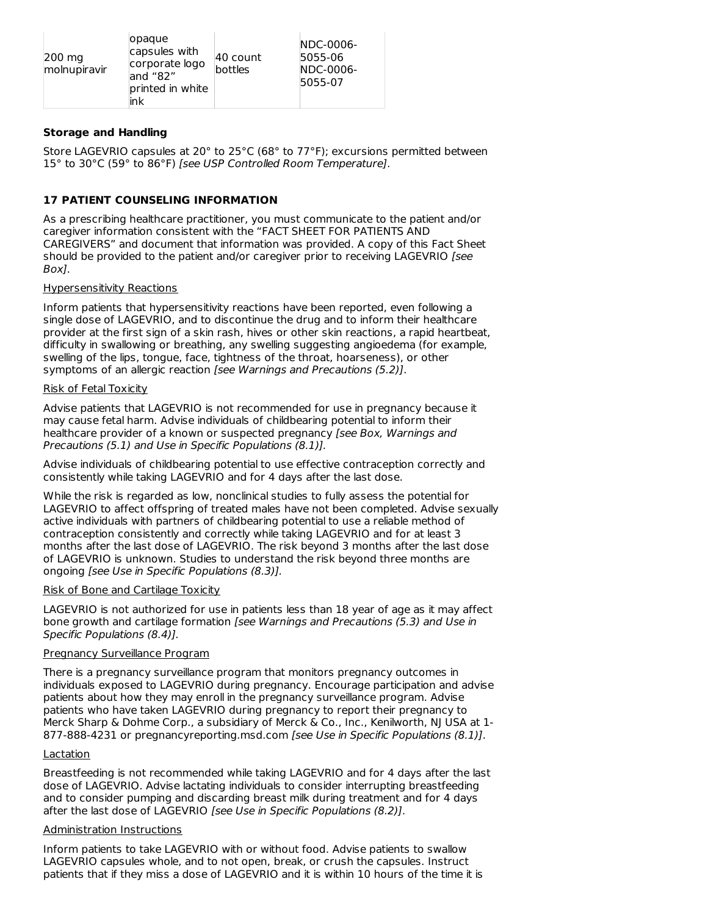| 200 mg molnupiravir | opaque capsules with corporate logo and “82” printed in white ink | 40 count bottles | NDC-0006-5055-06 NDC-0006-5055-07 |
|---|---|---|---|

**Storage and Handling**

Store LAGEVRIO capsules at 20° to 25°C (68° to 77°F); excursions permitted between 15° to 30°C (59° to 86°F) *[see USP Controlled Room Temperature]*.

## 17 PATIENT COUNSELING INFORMATION

As a prescribing healthcare practitioner, you must communicate to the patient and/or caregiver information consistent with the “FACT SHEET FOR PATIENTS AND CAREGIVERS” and document that information was provided. A copy of this Fact Sheet should be provided to the patient and/or caregiver prior to receiving LAGEVRIO *[see Box]*.

Hypersensitivity Reactions

Inform patients that hypersensitivity reactions have been reported, even following a single dose of LAGEVRIO, and to discontinue the drug and to inform their healthcare provider at the first sign of a skin rash, hives or other skin reactions, a rapid heartbeat, difficulty in swallowing or breathing, any swelling suggesting angioedema (for example, swelling of the lips, tongue, face, tightness of the throat, hoarseness), or other symptoms of an allergic reaction *[see Warnings and Precautions (5.2)]*.

Risk of Fetal Toxicity

Advise patients that LAGEVRIO is not recommended for use in pregnancy because it may cause fetal harm. Advise individuals of childbearing potential to inform their healthcare provider of a known or suspected pregnancy *[see Box, Warnings and Precautions (5.1) and Use in Specific Populations (8.1)]*.

Advise individuals of childbearing potential to use effective contraception correctly and consistently while taking LAGEVRIO and for 4 days after the last dose.

While the risk is regarded as low, nonclinical studies to fully assess the potential for LAGEVRIO to affect offspring of treated males have not been completed. Advise sexually active individuals with partners of childbearing potential to use a reliable method of contraception consistently and correctly while taking LAGEVRIO and for at least 3 months after the last dose of LAGEVRIO. The risk beyond 3 months after the last dose of LAGEVRIO is unknown. Studies to understand the risk beyond three months are ongoing *[see Use in Specific Populations (8.3)]*.

Risk of Bone and Cartilage Toxicity

LAGEVRIO is not authorized for use in patients less than 18 year of age as it may affect bone growth and cartilage formation *[see Warnings and Precautions (5.3) and Use in Specific Populations (8.4)]*.

Pregnancy Surveillance Program

There is a pregnancy surveillance program that monitors pregnancy outcomes in individuals exposed to LAGEVRIO during pregnancy. Encourage participation and advise patients about how they may enroll in the pregnancy surveillance program. Advise patients who have taken LAGEVRIO during pregnancy to report their pregnancy to Merck Sharp & Dohme Corp., a subsidiary of Merck & Co., Inc., Kenilworth, NJ USA at 1-877-888-4231 or pregnancyreporting.msd.com *[see Use in Specific Populations (8.1)]*.

Lactation

Breastfeeding is not recommended while taking LAGEVRIO and for 4 days after the last dose of LAGEVRIO. Advise lactating individuals to consider interrupting breastfeeding and to consider pumping and discarding breast milk during treatment and for 4 days after the last dose of LAGEVRIO *[see Use in Specific Populations (8.2)]*.

Administration Instructions

Inform patients to take LAGEVRIO with or without food. Advise patients to swallow LAGEVRIO capsules whole, and to not open, break, or crush the capsules. Instruct patients that if they miss a dose of LAGEVRIO and it is within 10 hours of the time it is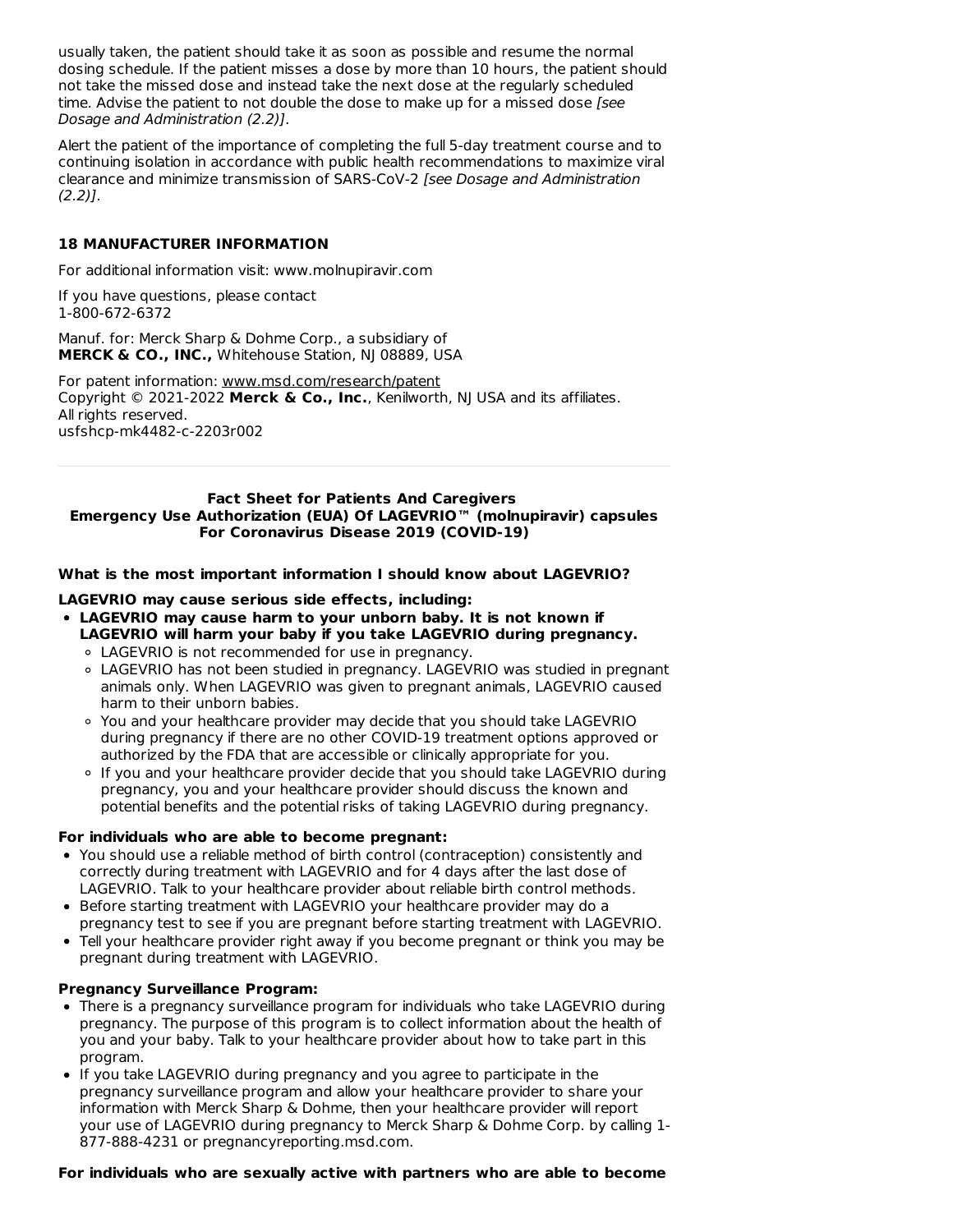usually taken, the patient should take it as soon as possible and resume the normal dosing schedule. If the patient misses a dose by more than 10 hours, the patient should not take the missed dose and instead take the next dose at the regularly scheduled time. Advise the patient to not double the dose to make up for a missed dose *[see Dosage and Administration (2.2)]*.

Alert the patient of the importance of completing the full 5-day treatment course and to continuing isolation in accordance with public health recommendations to maximize viral clearance and minimize transmission of SARS-CoV-2 *[see Dosage and Administration (2.2)]*.

## 18 MANUFACTURER INFORMATION

For additional information visit: www.molnupiravir.com

If you have questions, please contact
1-800-672-6372

Manuf. for: Merck Sharp & Dohme Corp., a subsidiary of
**MERCK & CO., INC.,** Whitehouse Station, NJ 08889, USA

For patent information: www.msd.com/research/patent
Copyright © 2021-2022 **Merck & Co., Inc.**, Kenilworth, NJ USA and its affiliates.
All rights reserved.
usfshcp-mk4482-c-2203r002

---

**Fact Sheet for Patients And Caregivers**
**Emergency Use Authorization (EUA) Of LAGEVRIO™ (molnupiravir) capsules**
**For Coronavirus Disease 2019 (COVID-19)**

**What is the most important information I should know about LAGEVRIO?**

**LAGEVRIO may cause serious side effects, including:**

- **LAGEVRIO may cause harm to your unborn baby. It is not known if LAGEVRIO will harm your baby if you take LAGEVRIO during pregnancy.**
  - LAGEVRIO is not recommended for use in pregnancy.
  - LAGEVRIO has not been studied in pregnancy. LAGEVRIO was studied in pregnant animals only. When LAGEVRIO was given to pregnant animals, LAGEVRIO caused harm to their unborn babies.
  - You and your healthcare provider may decide that you should take LAGEVRIO during pregnancy if there are no other COVID-19 treatment options approved or authorized by the FDA that are accessible or clinically appropriate for you.
  - If you and your healthcare provider decide that you should take LAGEVRIO during pregnancy, you and your healthcare provider should discuss the known and potential benefits and the potential risks of taking LAGEVRIO during pregnancy.

**For individuals who are able to become pregnant:**

- You should use a reliable method of birth control (contraception) consistently and correctly during treatment with LAGEVRIO and for 4 days after the last dose of LAGEVRIO. Talk to your healthcare provider about reliable birth control methods.
- Before starting treatment with LAGEVRIO your healthcare provider may do a pregnancy test to see if you are pregnant before starting treatment with LAGEVRIO.
- Tell your healthcare provider right away if you become pregnant or think you may be pregnant during treatment with LAGEVRIO.

**Pregnancy Surveillance Program:**

- There is a pregnancy surveillance program for individuals who take LAGEVRIO during pregnancy. The purpose of this program is to collect information about the health of you and your baby. Talk to your healthcare provider about how to take part in this program.
- If you take LAGEVRIO during pregnancy and you agree to participate in the pregnancy surveillance program and allow your healthcare provider to share your information with Merck Sharp & Dohme, then your healthcare provider will report your use of LAGEVRIO during pregnancy to Merck Sharp & Dohme Corp. by calling 1-877-888-4231 or pregnancyreporting.msd.com.

**For individuals who are sexually active with partners who are able to become**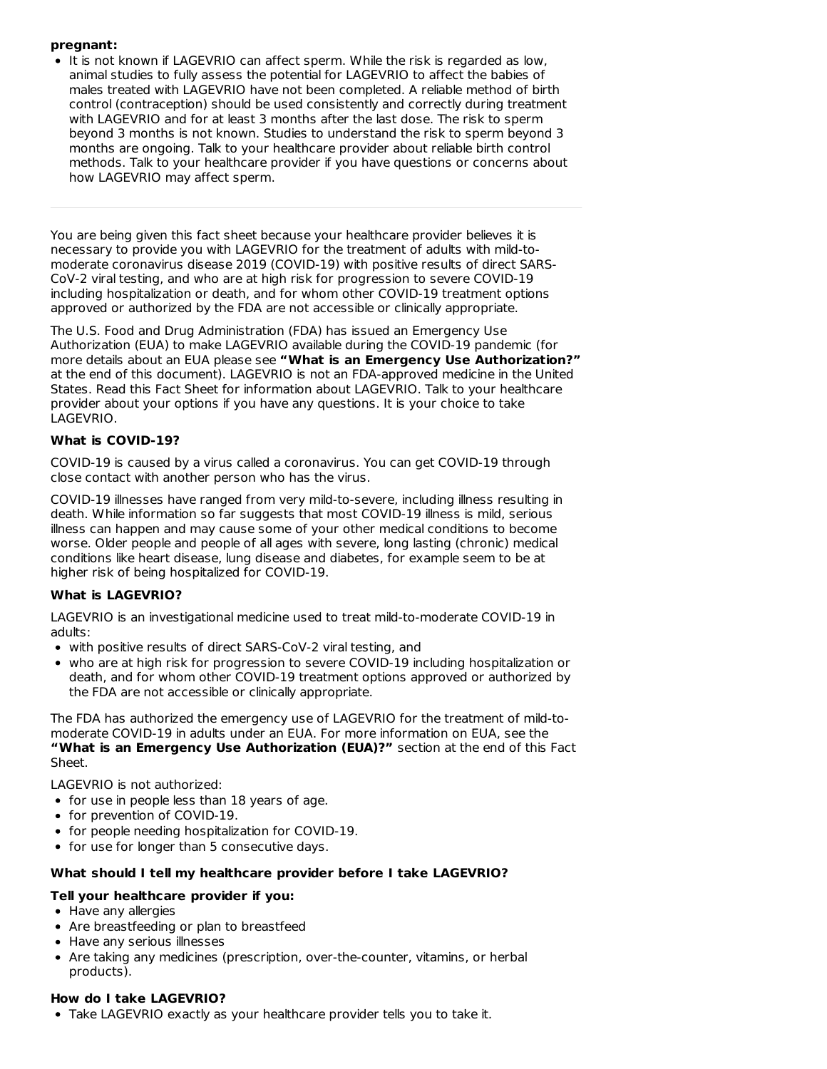**pregnant:**

- It is not known if LAGEVRIO can affect sperm. While the risk is regarded as low, animal studies to fully assess the potential for LAGEVRIO to affect the babies of males treated with LAGEVRIO have not been completed. A reliable method of birth control (contraception) should be used consistently and correctly during treatment with LAGEVRIO and for at least 3 months after the last dose. The risk to sperm beyond 3 months is not known. Studies to understand the risk to sperm beyond 3 months are ongoing. Talk to your healthcare provider about reliable birth control methods. Talk to your healthcare provider if you have questions or concerns about how LAGEVRIO may affect sperm.

---

You are being given this fact sheet because your healthcare provider believes it is necessary to provide you with LAGEVRIO for the treatment of adults with mild-to-moderate coronavirus disease 2019 (COVID-19) with positive results of direct SARS-CoV-2 viral testing, and who are at high risk for progression to severe COVID-19 including hospitalization or death, and for whom other COVID-19 treatment options approved or authorized by the FDA are not accessible or clinically appropriate.

The U.S. Food and Drug Administration (FDA) has issued an Emergency Use Authorization (EUA) to make LAGEVRIO available during the COVID-19 pandemic (for more details about an EUA please see **"What is an Emergency Use Authorization?"** at the end of this document). LAGEVRIO is not an FDA-approved medicine in the United States. Read this Fact Sheet for information about LAGEVRIO. Talk to your healthcare provider about your options if you have any questions. It is your choice to take LAGEVRIO.

**What is COVID-19?**

COVID-19 is caused by a virus called a coronavirus. You can get COVID-19 through close contact with another person who has the virus.

COVID-19 illnesses have ranged from very mild-to-severe, including illness resulting in death. While information so far suggests that most COVID-19 illness is mild, serious illness can happen and may cause some of your other medical conditions to become worse. Older people and people of all ages with severe, long lasting (chronic) medical conditions like heart disease, lung disease and diabetes, for example seem to be at higher risk of being hospitalized for COVID-19.

**What is LAGEVRIO?**

LAGEVRIO is an investigational medicine used to treat mild-to-moderate COVID-19 in adults:

- with positive results of direct SARS-CoV-2 viral testing, and
- who are at high risk for progression to severe COVID-19 including hospitalization or death, and for whom other COVID-19 treatment options approved or authorized by the FDA are not accessible or clinically appropriate.

The FDA has authorized the emergency use of LAGEVRIO for the treatment of mild-to-moderate COVID-19 in adults under an EUA. For more information on EUA, see the **"What is an Emergency Use Authorization (EUA)?"** section at the end of this Fact Sheet.

LAGEVRIO is not authorized:

- for use in people less than 18 years of age.
- for prevention of COVID-19.
- for people needing hospitalization for COVID-19.
- for use for longer than 5 consecutive days.

**What should I tell my healthcare provider before I take LAGEVRIO?**

**Tell your healthcare provider if you:**

- Have any allergies
- Are breastfeeding or plan to breastfeed
- Have any serious illnesses
- Are taking any medicines (prescription, over-the-counter, vitamins, or herbal products).

**How do I take LAGEVRIO?**

- Take LAGEVRIO exactly as your healthcare provider tells you to take it.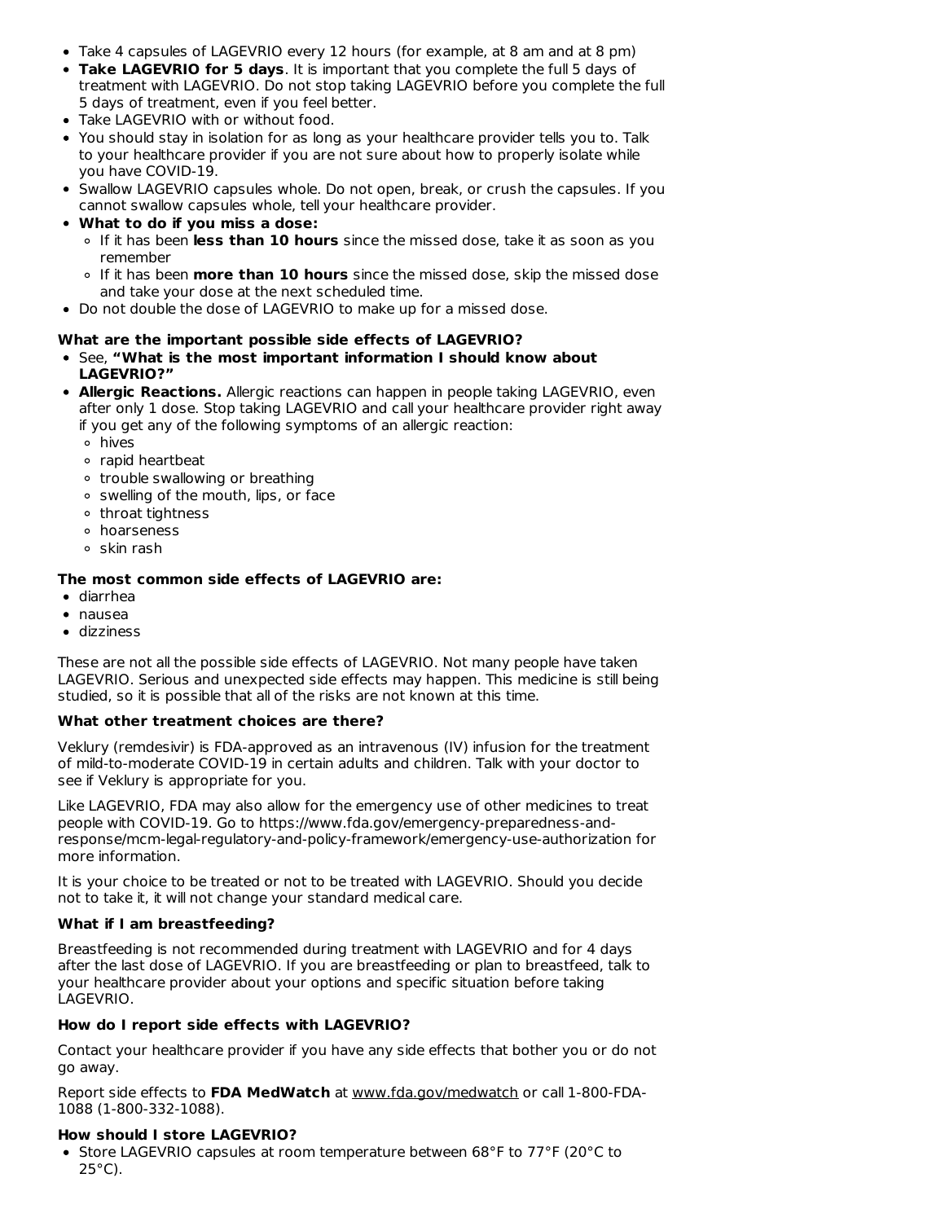- Take 4 capsules of LAGEVRIO every 12 hours (for example, at 8 am and at 8 pm)
- **Take LAGEVRIO for 5 days**. It is important that you complete the full 5 days of treatment with LAGEVRIO. Do not stop taking LAGEVRIO before you complete the full 5 days of treatment, even if you feel better.
- Take LAGEVRIO with or without food.
- You should stay in isolation for as long as your healthcare provider tells you to. Talk to your healthcare provider if you are not sure about how to properly isolate while you have COVID-19.
- Swallow LAGEVRIO capsules whole. Do not open, break, or crush the capsules. If you cannot swallow capsules whole, tell your healthcare provider.
- **What to do if you miss a dose:**
  - If it has been **less than 10 hours** since the missed dose, take it as soon as you remember
  - If it has been **more than 10 hours** since the missed dose, skip the missed dose and take your dose at the next scheduled time.
- Do not double the dose of LAGEVRIO to make up for a missed dose.

**What are the important possible side effects of LAGEVRIO?**

- See, **"What is the most important information I should know about LAGEVRIO?"**
- **Allergic Reactions.** Allergic reactions can happen in people taking LAGEVRIO, even after only 1 dose. Stop taking LAGEVRIO and call your healthcare provider right away if you get any of the following symptoms of an allergic reaction:
  - hives
  - rapid heartbeat
  - trouble swallowing or breathing
  - swelling of the mouth, lips, or face
  - throat tightness
  - hoarseness
  - skin rash

**The most common side effects of LAGEVRIO are:**

- diarrhea
- nausea
- dizziness

These are not all the possible side effects of LAGEVRIO. Not many people have taken LAGEVRIO. Serious and unexpected side effects may happen. This medicine is still being studied, so it is possible that all of the risks are not known at this time.

**What other treatment choices are there?**

Veklury (remdesivir) is FDA-approved as an intravenous (IV) infusion for the treatment of mild-to-moderate COVID-19 in certain adults and children. Talk with your doctor to see if Veklury is appropriate for you.

Like LAGEVRIO, FDA may also allow for the emergency use of other medicines to treat people with COVID-19. Go to https://www.fda.gov/emergency-preparedness-and-response/mcm-legal-regulatory-and-policy-framework/emergency-use-authorization for more information.

It is your choice to be treated or not to be treated with LAGEVRIO. Should you decide not to take it, it will not change your standard medical care.

**What if I am breastfeeding?**

Breastfeeding is not recommended during treatment with LAGEVRIO and for 4 days after the last dose of LAGEVRIO. If you are breastfeeding or plan to breastfeed, talk to your healthcare provider about your options and specific situation before taking LAGEVRIO.

**How do I report side effects with LAGEVRIO?**

Contact your healthcare provider if you have any side effects that bother you or do not go away.

Report side effects to **FDA MedWatch** at www.fda.gov/medwatch or call 1-800-FDA-1088 (1-800-332-1088).

**How should I store LAGEVRIO?**

- Store LAGEVRIO capsules at room temperature between 68°F to 77°F (20°C to 25°C).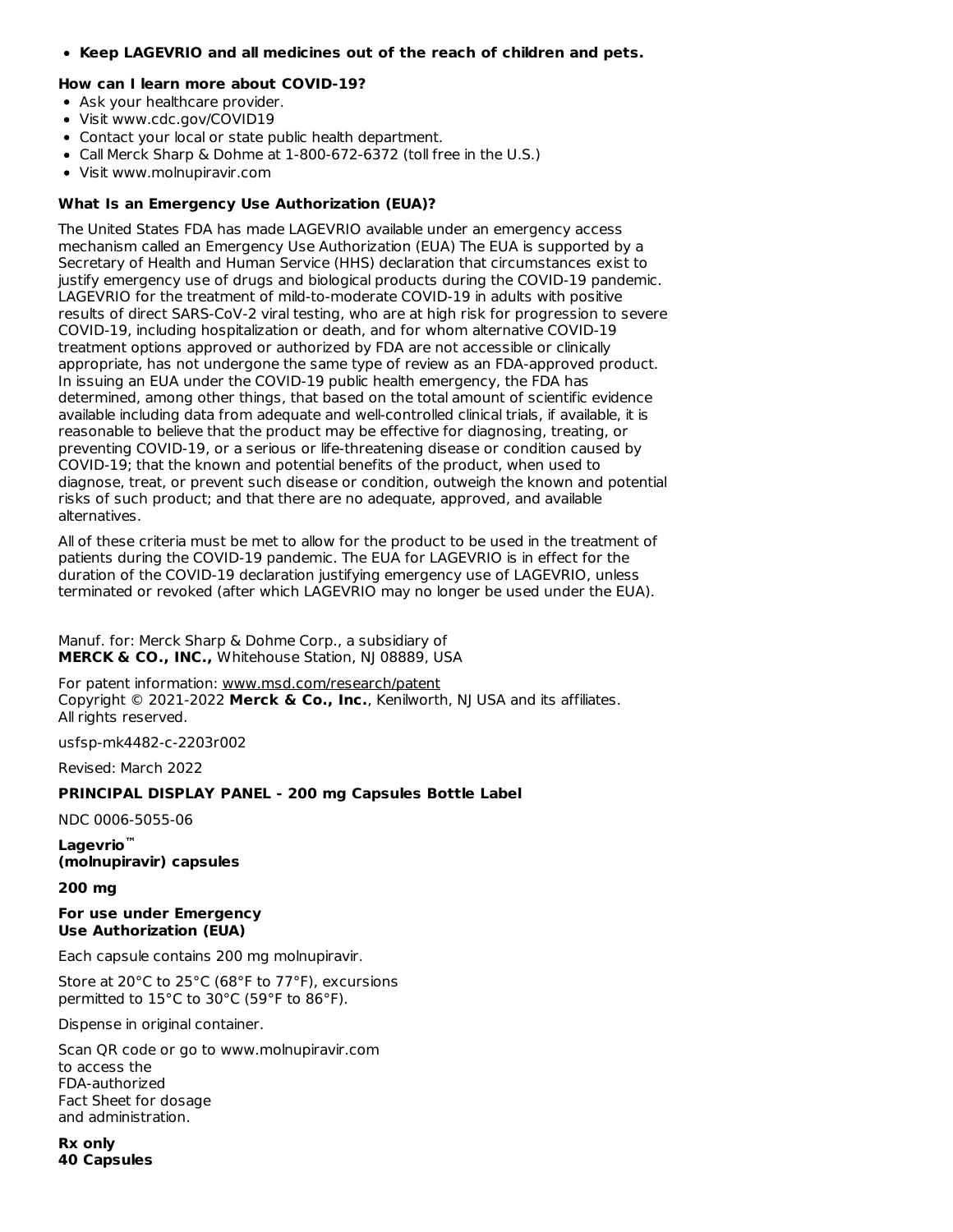- **Keep LAGEVRIO and all medicines out of the reach of children and pets.**

**How can I learn more about COVID-19?**

- Ask your healthcare provider.
- Visit www.cdc.gov/COVID19
- Contact your local or state public health department.
- Call Merck Sharp & Dohme at 1-800-672-6372 (toll free in the U.S.)
- Visit www.molnupiravir.com

**What Is an Emergency Use Authorization (EUA)?**

The United States FDA has made LAGEVRIO available under an emergency access mechanism called an Emergency Use Authorization (EUA) The EUA is supported by a Secretary of Health and Human Service (HHS) declaration that circumstances exist to justify emergency use of drugs and biological products during the COVID-19 pandemic. LAGEVRIO for the treatment of mild-to-moderate COVID-19 in adults with positive results of direct SARS-CoV-2 viral testing, who are at high risk for progression to severe COVID-19, including hospitalization or death, and for whom alternative COVID-19 treatment options approved or authorized by FDA are not accessible or clinically appropriate, has not undergone the same type of review as an FDA-approved product. In issuing an EUA under the COVID-19 public health emergency, the FDA has determined, among other things, that based on the total amount of scientific evidence available including data from adequate and well-controlled clinical trials, if available, it is reasonable to believe that the product may be effective for diagnosing, treating, or preventing COVID-19, or a serious or life-threatening disease or condition caused by COVID-19; that the known and potential benefits of the product, when used to diagnose, treat, or prevent such disease or condition, outweigh the known and potential risks of such product; and that there are no adequate, approved, and available alternatives.

All of these criteria must be met to allow for the product to be used in the treatment of patients during the COVID-19 pandemic. The EUA for LAGEVRIO is in effect for the duration of the COVID-19 declaration justifying emergency use of LAGEVRIO, unless terminated or revoked (after which LAGEVRIO may no longer be used under the EUA).

Manuf. for: Merck Sharp & Dohme Corp., a subsidiary of
**MERCK & CO., INC.,** Whitehouse Station, NJ 08889, USA

For patent information: www.msd.com/research/patent
Copyright © 2021-2022 **Merck & Co., Inc.**, Kenilworth, NJ USA and its affiliates.
All rights reserved.

usfsp-mk4482-c-2203r002

Revised: March 2022

**PRINCIPAL DISPLAY PANEL - 200 mg Capsules Bottle Label**

NDC 0006-5055-06

**Lagevrio™**
**(molnupiravir) capsules**

**200 mg**

**For use under Emergency**
**Use Authorization (EUA)**

Each capsule contains 200 mg molnupiravir.

Store at 20°C to 25°C (68°F to 77°F), excursions permitted to 15°C to 30°C (59°F to 86°F).

Dispense in original container.

Scan QR code or go to www.molnupiravir.com to access the FDA-authorized Fact Sheet for dosage and administration.

**Rx only**
**40 Capsules**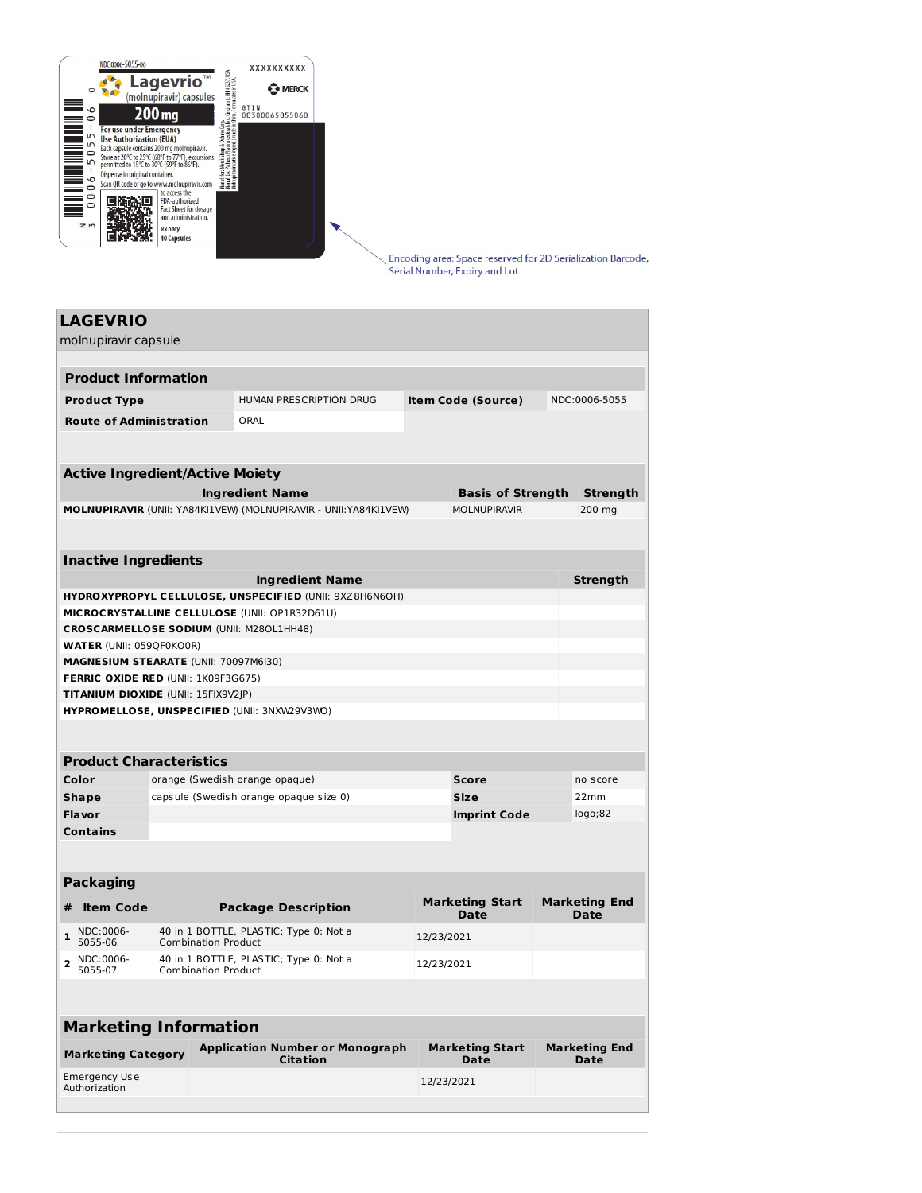NDC 0006-5055-06

XXXXXXXXXX

**Lagevrio™**
(molnupiravir) capsules

**200 mg**

MERCK

GTIN
00300065055060

For use under Emergency Use Authorization (EUA)
Each capsule contains 200 mg molnupiravir.
Store at 20°C to 25°C (68°F to 77°F), excursions permitted to 15°C to 30°C (59°F to 86°F).
Dispense in original container.
Scan QR code or go to www.molnupiravir.com to access the FDA-authorized Fact Sheet for dosage and administration.

Rx only
40 Capsules

Encoding area: Space reserved for 2D Serialization Barcode, Serial Number, Expiry and Lot

## LAGEVRIO

molnupiravir capsule

### Product Information

| | | | |
|---|---|---|---|
| **Product Type** | HUMAN PRESCRIPTION DRUG | **Item Code (Source)** | NDC:0006-5055 |
| **Route of Administration** | ORAL | | |

### Active Ingredient/Active Moiety

| Ingredient Name | Basis of Strength | Strength |
|---|---|---|
| **MOLNUPIRAVIR** (UNII: YA84KI1VEW) (MOLNUPIRAVIR - UNII:YA84KI1VEW) | MOLNUPIRAVIR | 200 mg |

### Inactive Ingredients

| Ingredient Name | Strength |
|---|---|
| **HYDROXYPROPYL CELLULOSE, UNSPECIFIED** (UNII: 9XZ8H6N6OH) | |
| **MICROCRYSTALLINE CELLULOSE** (UNII: OP1R32D61U) | |
| **CROSCARMELLOSE SODIUM** (UNII: M28OL1HH48) | |
| **WATER** (UNII: 059QF0KO0R) | |
| **MAGNESIUM STEARATE** (UNII: 70097M6I30) | |
| **FERRIC OXIDE RED** (UNII: 1K09F3G675) | |
| **TITANIUM DIOXIDE** (UNII: 15FIX9V2JP) | |
| **HYPROMELLOSE, UNSPECIFIED** (UNII: 3NXW29V3WO) | |

### Product Characteristics

| | | | |
|---|---|---|---|
| **Color** | orange (Swedish orange opaque) | **Score** | no score |
| **Shape** | capsule (Swedish orange opaque size 0) | **Size** | 22mm |
| **Flavor** | | **Imprint Code** | logo;82 |
| **Contains** | | | |

### Packaging

| # | Item Code | Package Description | Marketing Start Date | Marketing End Date |
|---|---|---|---|---|
| 1 | NDC:0006-5055-06 | 40 in 1 BOTTLE, PLASTIC; Type 0: Not a Combination Product | 12/23/2021 | |
| 2 | NDC:0006-5055-07 | 40 in 1 BOTTLE, PLASTIC; Type 0: Not a Combination Product | 12/23/2021 | |

### Marketing Information

| Marketing Category | Application Number or Monograph Citation | Marketing Start Date | Marketing End Date |
|---|---|---|---|
| Emergency Use Authorization | | 12/23/2021 | |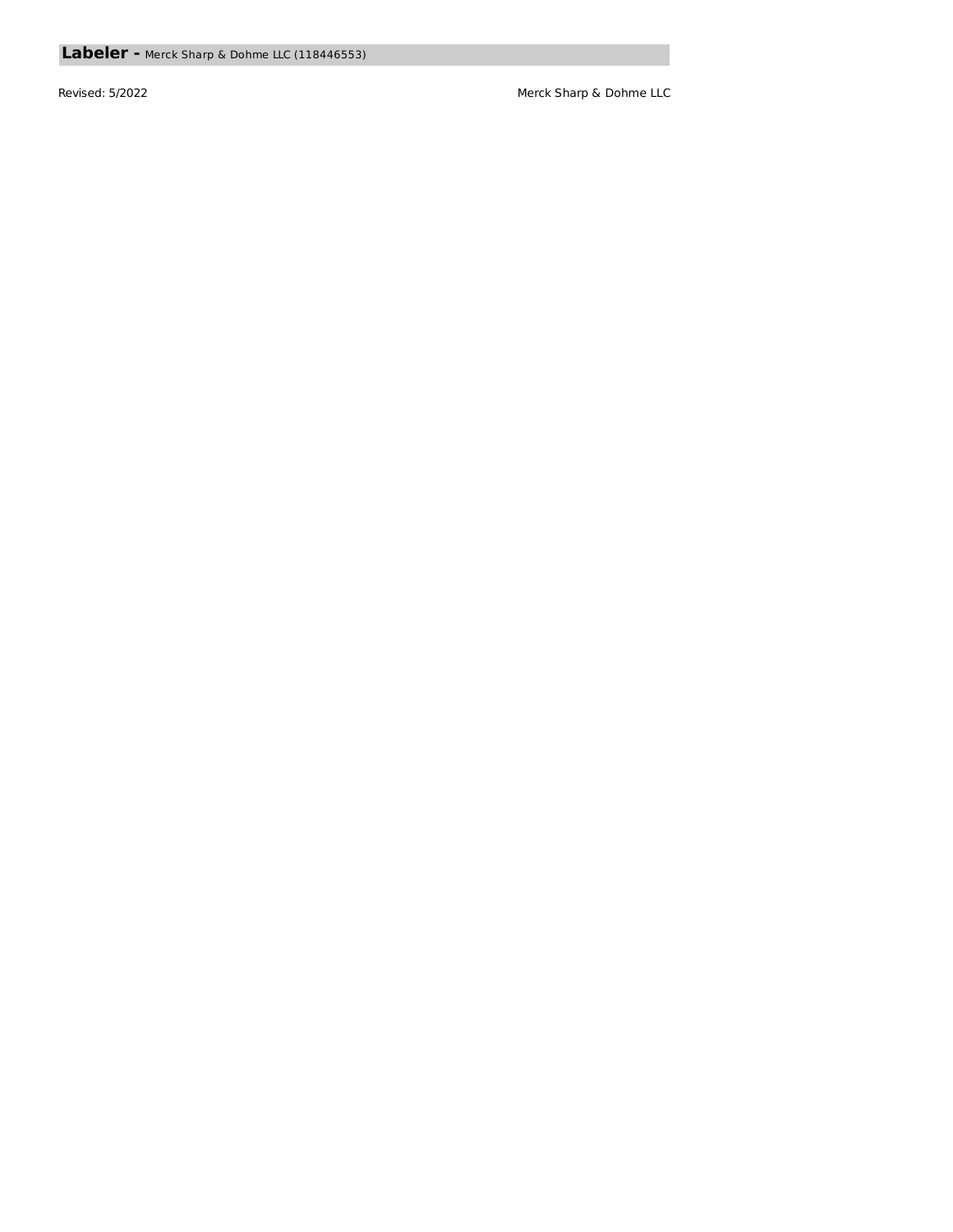**Labeler -** Merck Sharp & Dohme LLC (118446553)

Revised: 5/2022

Merck Sharp & Dohme LLC